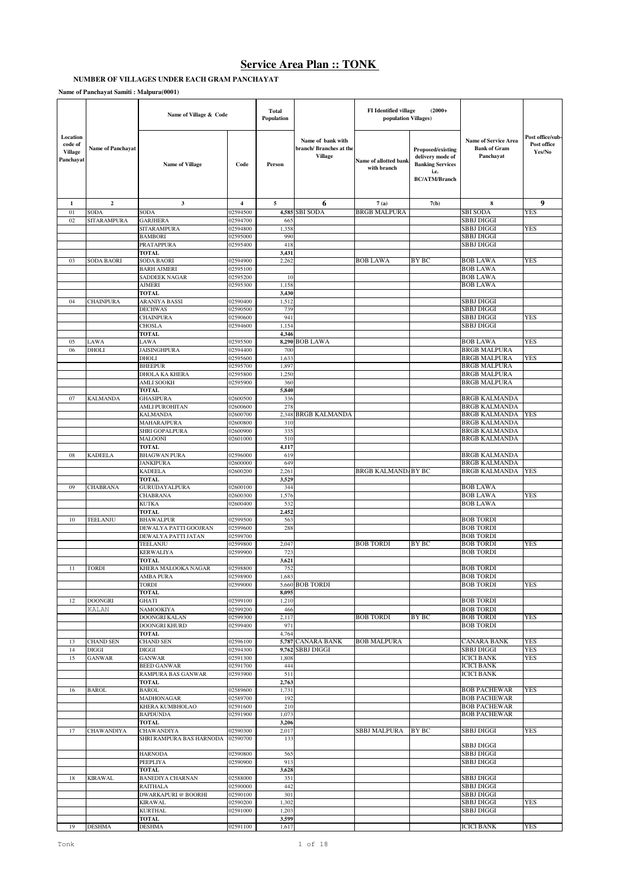# Service Area Plan :: TONK

**NUMBER OF VILLAGES UNDER EACH GRAM PANCHAYAT**

**Name of Panchayat Samiti : Malpura(0001)**

| Location code of Village Panchayat | Name of Panchayat | Name of Village & Code | | Total Population | Name of bank with branch/ Branches at the Village | FI Identified village (2000+ population Villages) | | Name of Service Area Bank of Gram Panchayat | Post office/sub-Post office Yes/No |
|---|---|---|---|---|---|---|---|---|---|
| | | Name of Village | Code | Person | | Name of allotted bank with branch | Proposed/existing delivery mode of Banking Services i.e. BC/ATM/Branch | | |
| 1 | 2 | 3 | 4 | 5 | 6 | 7 (a) | 7(b) | 8 | 9 |
| 01 | SODA | SODA | 02594500 | 4,585 | SBI SODA | BRGB MALPURA | | SBI SODA | YES |
| 02 | SITARAMPURA | GARJHERA | 02594700 | 665 | | | | SBBJ DIGGI | |
| | | SITARAMPURA | 02594800 | 1,358 | | | | SBBJ DIGGI | YES |
| | | BAMBORI | 02595000 | 990 | | | | SBBJ DIGGI | |
| | | PRATAPPURA | 02595400 | 418 | | | | SBBJ DIGGI | |
| | | TOTAL | | 3,431 | | | | | |
| 03 | SODA BAORI | SODA BAORI | 02594900 | 2,262 | | BOB LAWA | BY BC | BOB LAWA | YES |
| | | BARH AJMERI | 02595100 | | | | | BOB LAWA | |
| | | SADDEEK NAGAR | 02595200 | 10 | | | | BOB LAWA | |
| | | AJMERI | 02595300 | 1,158 | | | | BOB LAWA | |
| | | TOTAL | | 3,430 | | | | | |
| 04 | CHAINPURA | ARANIYA BASSI | 02590400 | 1,512 | | | | SBBJ DIGGI | |
| | | DECHWAS | 02590500 | 739 | | | | SBBJ DIGGI | |
| | | CHAINPURA | 02590600 | 941 | | | | SBBJ DIGGI | YES |
| | | CHOSLA | 02594600 | 1,154 | | | | SBBJ DIGGI | |
| | | TOTAL | | 4,346 | | | | | |
| 05 | LAWA | LAWA | 02595500 | 8,290 | BOB LAWA | | | BOB LAWA | YES |
| 06 | DHOLI | JAISINGHPURA | 02594400 | 700 | | | | BRGB MALPURA | |
| | | DHOLI | 02595600 | 1,633 | | | | BRGB MALPURA | YES |
| | | BHEEPUR | 02595700 | 1,897 | | | | BRGB MALPURA | |
| | | DHOLA KA KHERA | 02595800 | 1,250 | | | | BRGB MALPURA | |
| | | AMLI SOOKH | 02595900 | 360 | | | | BRGB MALPURA | |
| | | TOTAL | | 5,840 | | | | | |
| 07 | KALMANDA | GHASIPURA | 02600500 | 336 | | | | BRGB KALMANDA | |
| | | AMLI PUROHITAN | 02600600 | 278 | | | | BRGB KALMANDA | |
| | | KALMANDA | 02600700 | 2,348 | BRGB KALMANDA | | | BRGB KALMANDA | YES |
| | | MAHARAJPURA | 02600800 | 310 | | | | BRGB KALMANDA | |
| | | SHRI GOPALPURA | 02600900 | 335 | | | | BRGB KALMANDA | |
| | | MALOONI | 02601000 | 510 | | | | BRGB KALMANDA | |
| | | TOTAL | | 4,117 | | | | | |
| 08 | KADEELA | BHAGWAN PURA | 02596000 | 619 | | | | BRGB KALMANDA | |
| | | JANKIPURA | 02600000 | 649 | | | | BRGB KALMANDA | |
| | | KADEELA | 02600200 | 2,261 | | BRGB KALMANDA | BY BC | BRGB KALMANDA | YES |
| | | TOTAL | | 3,529 | | | | | |
| 09 | CHABRANA | GURUDAYALPURA | 02600100 | 344 | | | | BOB LAWA | |
| | | CHABRANA | 02600300 | 1,576 | | | | BOB LAWA | YES |
| | | KUTKA | 02600400 | 532 | | | | BOB LAWA | |
| | | TOTAL | | 2,452 | | | | | |
| 10 | TEELANJU | BHAWALPUR | 02599500 | 563 | | | | BOB TORDI | |
| | | DEWALYA PATTI GOOJRAN | 02599600 | 288 | | | | BOB TORDI | |
| | | DEWALYA PATTI JATAN | 02599700 | | | | | BOB TORDI | |
| | | TEELANJU | 02599800 | 2,047 | | BOB TORDI | BY BC | BOB TORDI | YES |
| | | KERWALIYA | 02599900 | 723 | | | | BOB TORDI | |
| | | TOTAL | | 3,621 | | | | | |
| 11 | TORDI | KHERA MALOOKA NAGAR | 02598800 | 752 | | | | BOB TORDI | |
| | | AMBA PURA | 02598900 | 1,683 | | | | BOB TORDI | |
| | | TORDI | 02599000 | 5,660 | BOB TORDI | | | BOB TORDI | YES |
| | | TOTAL | | 8,095 | | | | | |
| 12 | DOONGRI KALAN | GHATI | 02599100 | 1,210 | | | | BOB TORDI | |
| | | NAMOOKIYA | 02599200 | 466 | | | | BOB TORDI | |
| | | DOONGRI KALAN | 02599300 | 2,117 | | BOB TORDI | BY BC | BOB TORDI | YES |
| | | DOONGRI KHURD | 02599400 | 971 | | | | BOB TORDI | |
| | | TOTAL | | 4,764 | | | | | |
| 13 | CHAND SEN | CHAND SEN | 02596100 | 5,787 | CANARA BANK | BOB MALPURA | | CANARA BANK | YES |
| 14 | DIGGI | DIGGI | 02594300 | 9,762 | SBBJ DIGGI | | | SBBJ DIGGI | YES |
| 15 | GANWAR | GANWAR | 02591300 | 1,808 | | | | ICICI BANK | YES |
| | | BEED GANWAR | 02591700 | 444 | | | | ICICI BANK | |
| | | RAMPURA BAS GANWAR | 02593900 | 511 | | | | ICICI BANK | |
| | | TOTAL | | 2,763 | | | | | |
| 16 | BAROL | BAROL | 02589600 | 1,731 | | | | BOB PACHEWAR | YES |
| | | MADHONAGAR | 02589700 | 192 | | | | BOB PACHEWAR | |
| | | KHERA KUMBHOLAO | 02591600 | 210 | | | | BOB PACHEWAR | |
| | | BAPDUNDA | 02591900 | 1,073 | | | | BOB PACHEWAR | |
| | | TOTAL | | 3,206 | | | | | |
| 17 | CHAWANDIYA | CHAWANDIYA | 02590300 | 2,017 | | SBBJ MALPURA | BY BC | SBBJ DIGGI | YES |
| | | SHRI RAMPURA BAS HARNODA | 02590700 | 133 | | | | SBBJ DIGGI | |
| | | HARNODA | 02590800 | 565 | | | | SBBJ DIGGI | |
| | | PEEPLIYA | 02590900 | 913 | | | | SBBJ DIGGI | |
| | | TOTAL | | 3,628 | | | | | |
| 18 | KIRAWAL | BANEDIYA CHARNAN | 02588000 | 351 | | | | SBBJ DIGGI | |
| | | RAITHALA | 02590000 | 442 | | | | SBBJ DIGGI | |
| | | DWARKAPURI @ BOORHI | 02590100 | 301 | | | | SBBJ DIGGI | |
| | | KIRAWAL | 02590200 | 1,302 | | | | SBBJ DIGGI | YES |
| | | KURTHAL | 02591000 | 1,203 | | | | SBBJ DIGGI | |
| | | TOTAL | | 3,599 | | | | | |
| 19 | DESHMA | DESHMA | 02591100 | 1,617 | | | | ICICI BANK | YES |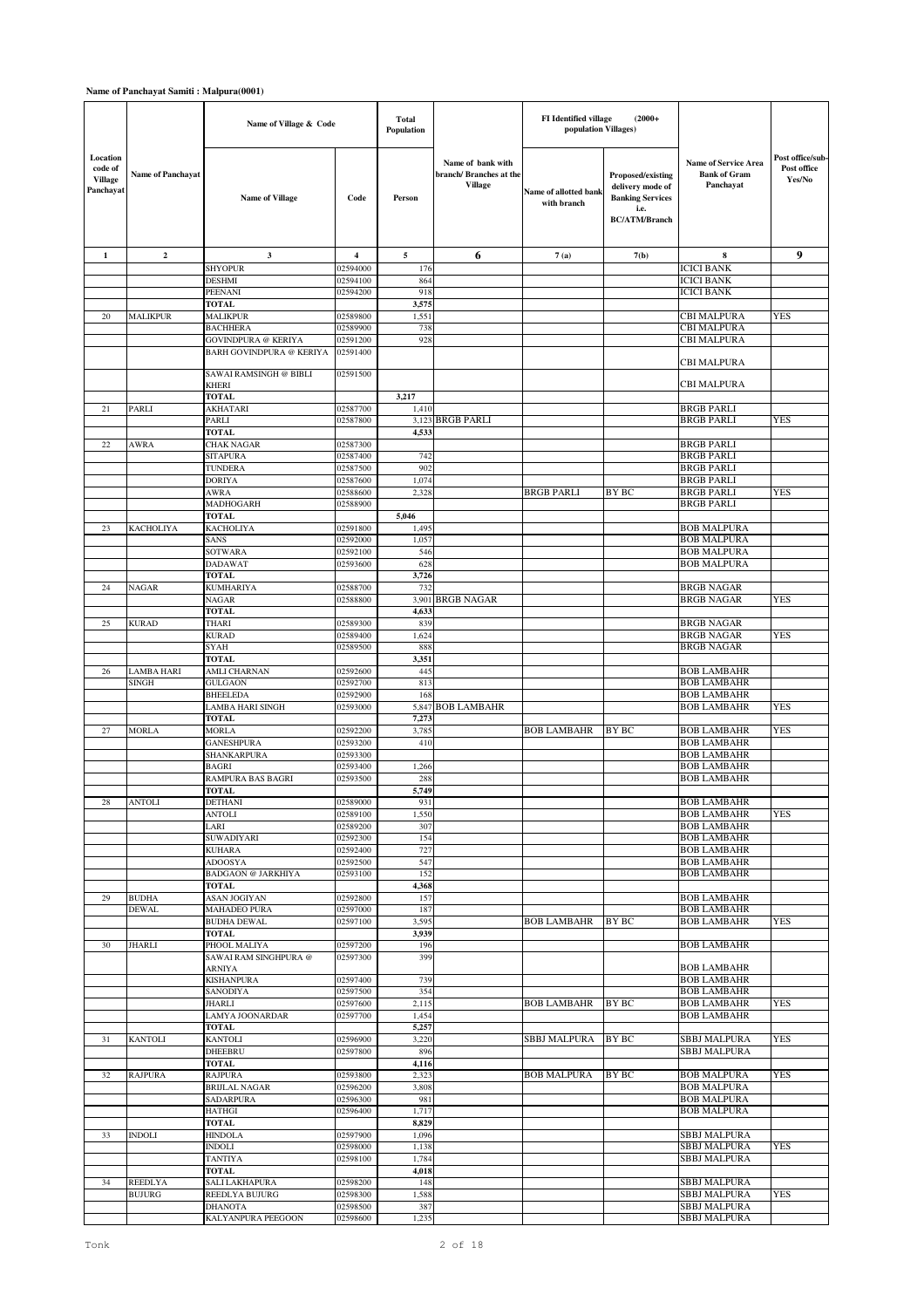**Name of Panchayat Samiti : Malpura(0001)**

| Location code of Village Panchayat | Name of Panchayat | Name of Village & Code | | Total Population | Name of bank with branch/ Branches at the Village | FI Identified village (2000+ population Villages) | | Name of Service Area Bank of Gram Panchayat | Post office/sub-Post office Yes/No |
|---|---|---|---|---|---|---|---|---|---|
| | | Name of Village | Code | Person | | Name of allotted bank with branch | Proposed/existing delivery mode of Banking Services i.e. BC/ATM/Branch | | |
| 1 | 2 | 3 | 4 | 5 | 6 | 7(a) | 7(b) | 8 | 9 |
| | | SHYOPUR | 02594000 | 176 | | | | ICICI BANK | |
| | | DESHMI | 02594100 | 864 | | | | ICICI BANK | |
| | | PEENANI | 02594200 | 918 | | | | ICICI BANK | |
| | | TOTAL | | 3,575 | | | | | |
| 20 | MALIKPUR | MALIKPUR | 02589800 | 1,551 | | | | CBI MALPURA | YES |
| | | BACHHERA | 02589900 | 738 | | | | CBI MALPURA | |
| | | GOVINDPURA @ KERIYA | 02591200 | 928 | | | | CBI MALPURA | |
| | | BARH GOVINDPURA @ KERIYA | 02591400 | | | | | CBI MALPURA | |
| | | SAWAI RAMSINGH @ BIBLI KHERI | 02591500 | | | | | CBI MALPURA | |
| | | TOTAL | | 3,217 | | | | | |
| 21 | PARLI | AKHATARI | 02587700 | 1,410 | | | | BRGB PARLI | |
| | | PARLI | 02587800 | 3,123 | BRGB PARLI | | | BRGB PARLI | YES |
| | | TOTAL | | 4,533 | | | | | |
| 22 | AWRA | CHAK NAGAR | 02587300 | | | | | BRGB PARLI | |
| | | SITAPURA | 02587400 | 742 | | | | BRGB PARLI | |
| | | TUNDERA | 02587500 | 902 | | | | BRGB PARLI | |
| | | DORIYA | 02587600 | 1,074 | | | | BRGB PARLI | |
| | | AWRA | 02588600 | 2,328 | | BRGB PARLI | BY BC | BRGB PARLI | YES |
| | | MADHOGARH | 02588900 | | | | | BRGB PARLI | |
| | | TOTAL | | 5,046 | | | | | |
| 23 | KACHOLIYA | KACHOLIYA | 02591800 | 1,495 | | | | BOB MALPURA | |
| | | SANS | 02592000 | 1,057 | | | | BOB MALPURA | |
| | | SOTWARA | 02592100 | 546 | | | | BOB MALPURA | |
| | | DADAWAT | 02593600 | 628 | | | | BOB MALPURA | |
| | | TOTAL | | 3,726 | | | | | |
| 24 | NAGAR | KUMHARIYA | 02588700 | 732 | | | | BRGB NAGAR | |
| | | NAGAR | 02588800 | 3,901 | BRGB NAGAR | | | BRGB NAGAR | YES |
| | | TOTAL | | 4,633 | | | | | |
| 25 | KURAD | THARI | 02589300 | 839 | | | | BRGB NAGAR | |
| | | KURAD | 02589400 | 1,624 | | | | BRGB NAGAR | YES |
| | | SYAH | 02589500 | 888 | | | | BRGB NAGAR | |
| | | TOTAL | | 3,351 | | | | | |
| 26 | LAMBA HARI SINGH | AMLI CHARNAN | 02592600 | 445 | | | | BOB LAMBAHR | |
| | | GULGAON | 02592700 | 813 | | | | BOB LAMBAHR | |
| | | BHEELEDA | 02592900 | 168 | | | | BOB LAMBAHR | |
| | | LAMBA HARI SINGH | 02593000 | 5,847 | BOB LAMBAHR | | | BOB LAMBAHR | YES |
| | | TOTAL | | 7,273 | | | | | |
| 27 | MORLA | MORLA | 02592200 | 3,785 | | BOB LAMBAHR | BY BC | BOB LAMBAHR | YES |
| | | GANESHPURA | 02593200 | 410 | | | | BOB LAMBAHR | |
| | | SHANKARPURA | 02593300 | | | | | BOB LAMBAHR | |
| | | BAGRI | 02593400 | 1,266 | | | | BOB LAMBAHR | |
| | | RAMPURA BAS BAGRI | 02593500 | 288 | | | | BOB LAMBAHR | |
| | | TOTAL | | 5,749 | | | | | |
| 28 | ANTOLI | DETHANI | 02589000 | 931 | | | | BOB LAMBAHR | |
| | | ANTOLI | 02589100 | 1,550 | | | | BOB LAMBAHR | YES |
| | | LARI | 02589200 | 307 | | | | BOB LAMBAHR | |
| | | SUWADIYARI | 02592300 | 154 | | | | BOB LAMBAHR | |
| | | KUHARA | 02592400 | 727 | | | | BOB LAMBAHR | |
| | | ADOOSYA | 02592500 | 547 | | | | BOB LAMBAHR | |
| | | BADGAON @ JARKHIYA | 02593100 | 152 | | | | BOB LAMBAHR | |
| | | TOTAL | | 4,368 | | | | | |
| 29 | BUDHA DEWAL | ASAN JOGIYAN | 02592800 | 157 | | | | BOB LAMBAHR | |
| | | MAHADEO PURA | 02597000 | 187 | | | | BOB LAMBAHR | |
| | | BUDHA DEWAL | 02597100 | 3,595 | | BOB LAMBAHR | BY BC | BOB LAMBAHR | YES |
| | | TOTAL | | 3,939 | | | | | |
| 30 | JHARLI | PHOOL MALIYA | 02597200 | 196 | | | | BOB LAMBAHR | |
| | | SAWAI RAM SINGHPURA @ ARNIYA | 02597300 | 399 | | | | BOB LAMBAHR | |
| | | KISHANPURA | 02597400 | 739 | | | | BOB LAMBAHR | |
| | | SANODIYA | 02597500 | 354 | | | | BOB LAMBAHR | |
| | | JHARLI | 02597600 | 2,115 | | BOB LAMBAHR | BY BC | BOB LAMBAHR | YES |
| | | LAMYA JOONARDAR | 02597700 | 1,454 | | | | BOB LAMBAHR | |
| | | TOTAL | | 5,257 | | | | | |
| 31 | KANTOLI | KANTOLI | 02596900 | 3,220 | | SBBJ MALPURA | BY BC | SBBJ MALPURA | YES |
| | | DHEEBRU | 02597800 | 896 | | | | SBBJ MALPURA | |
| | | TOTAL | | 4,116 | | | | | |
| 32 | RAJPURA | RAJPURA | 02593800 | 2,323 | | BOB MALPURA | BY BC | BOB MALPURA | YES |
| | | BRIJLAL NAGAR | 02596200 | 3,808 | | | | BOB MALPURA | |
| | | SADARPURA | 02596300 | 981 | | | | BOB MALPURA | |
| | | HATHGI | 02596400 | 1,717 | | | | BOB MALPURA | |
| | | TOTAL | | 8,829 | | | | | |
| 33 | INDOLI | HINDOLA | 02597900 | 1,096 | | | | SBBJ MALPURA | |
| | | INDOLI | 02598000 | 1,138 | | | | SBBJ MALPURA | YES |
| | | TANTIYA | 02598100 | 1,784 | | | | SBBJ MALPURA | |
| | | TOTAL | | 4,018 | | | | | |
| 34 | REEDLYA BUJURG | SALI LAKHAPURA | 02598200 | 148 | | | | SBBJ MALPURA | |
| | | REEDLYA BUJURG | 02598300 | 1,588 | | | | SBBJ MALPURA | YES |
| | | DHANOTA | 02598500 | 387 | | | | SBBJ MALPURA | |
| | | KALYANPURA PEEGOON | 02598600 | 1,235 | | | | SBBJ MALPURA | |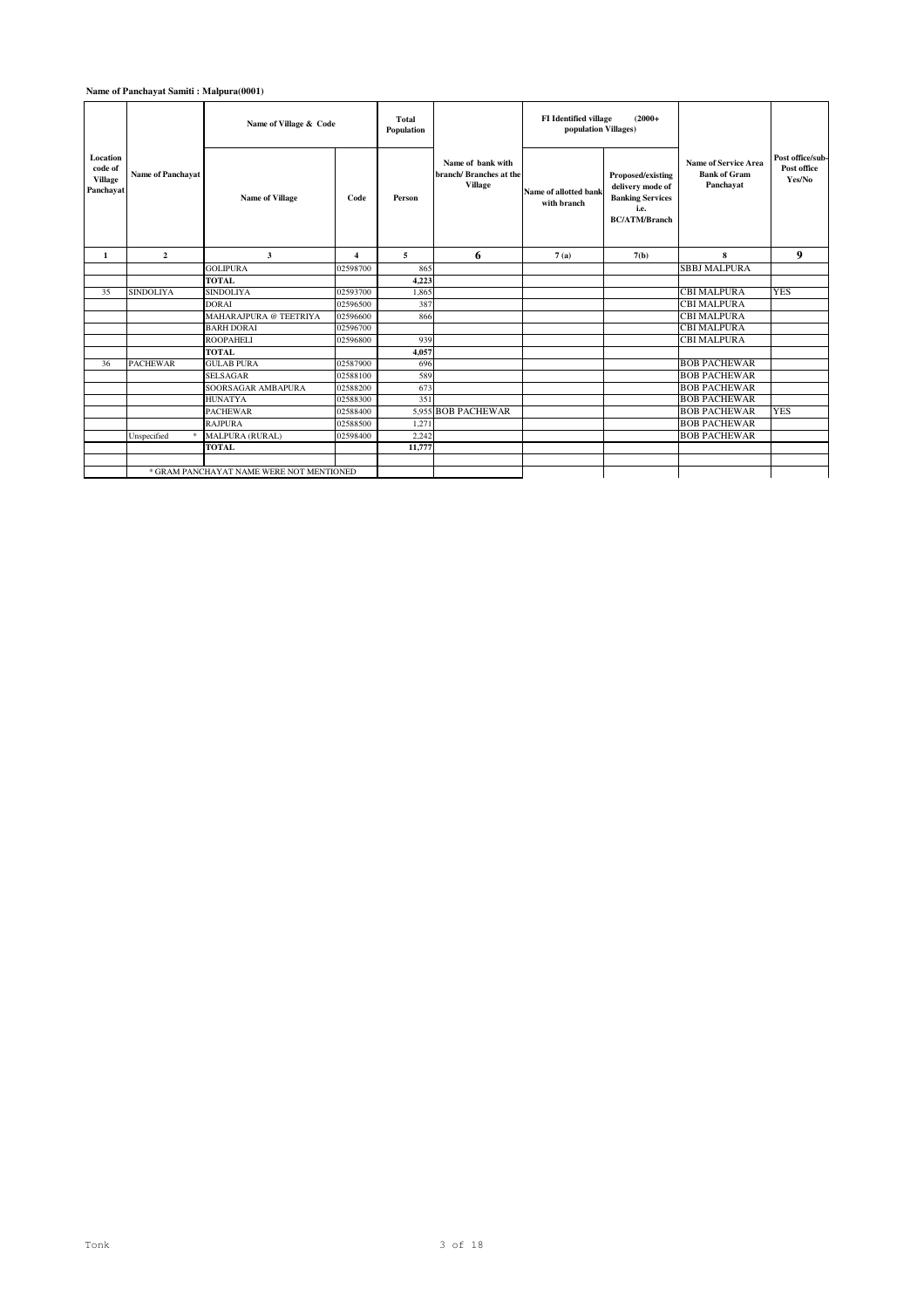**Name of Panchayat Samiti : Malpura(0001)**

| Location code of Village Panchayat | Name of Panchayat | Name of Village & Code | | Total Population | Name of bank with branch/ Branches at the Village | FI Identified village (2000+ population Villages) | | Name of Service Area Bank of Gram Panchayat | Post office/sub-Post office Yes/No |
|---|---|---|---|---|---|---|---|---|---|
| | | Name of Village | Code | Person | | Name of allotted bank with branch | Proposed/existing delivery mode of Banking Services i.e. BC/ATM/Branch | | |
| 1 | 2 | 3 | 4 | 5 | 6 | 7 (a) | 7(b) | 8 | 9 |
| | | GOLIPURA | 02598700 | 865 | | | | SBBJ MALPURA | |
| | | **TOTAL** | | **4,223** | | | | | |
| 35 | SINDOLIYA | SINDOLIYA | 02593700 | 1,865 | | | | CBI MALPURA | YES |
| | | DORAI | 02596500 | 387 | | | | CBI MALPURA | |
| | | MAHARAJPURA @ TEETRIYA | 02596600 | 866 | | | | CBI MALPURA | |
| | | BARH DORAI | 02596700 | | | | | CBI MALPURA | |
| | | ROOPAHELI | 02596800 | 939 | | | | CBI MALPURA | |
| | | **TOTAL** | | **4,057** | | | | | |
| 36 | PACHEWAR | GULAB PURA | 02587900 | 696 | | | | BOB PACHEWAR | |
| | | SELSAGAR | 02588100 | 589 | | | | BOB PACHEWAR | |
| | | SOORSAGAR AMBAPURA | 02588200 | 673 | | | | BOB PACHEWAR | |
| | | HUNATYA | 02588300 | 351 | | | | BOB PACHEWAR | |
| | | PACHEWAR | 02588400 | 5,955 | BOB PACHEWAR | | | BOB PACHEWAR | YES |
| | | RAJPURA | 02588500 | 1,271 | | | | BOB PACHEWAR | |
| | Unspecified * | MALPURA (RURAL) | 02598400 | 2,242 | | | | BOB PACHEWAR | |
| | | **TOTAL** | | **11,777** | | | | | |
| | | | | | | | | | |
| | * GRAM PANCHAYAT NAME WERE NOT MENTIONED | | | | | | | | |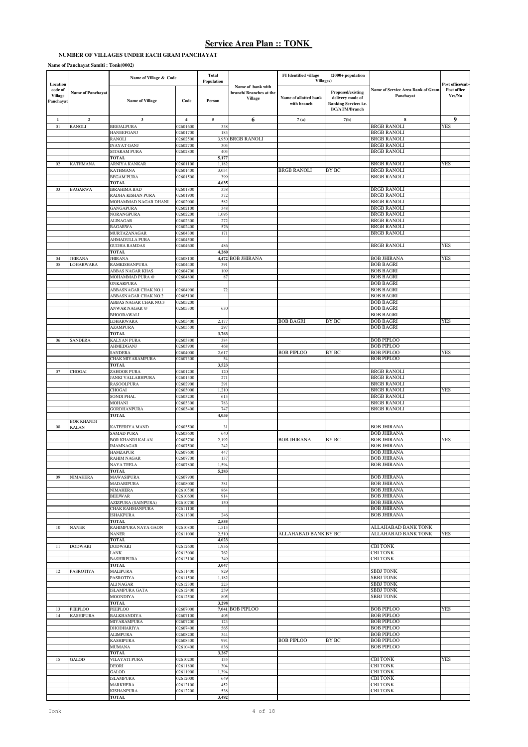# Service Area Plan :: TONK

**NUMBER OF VILLAGES UNDER EACH GRAM PANCHAYAT**

**Name of Panchayat Samiti : Tonk(0002)**

| Location code of Village Panchayat | Name of Panchayat | Name of Village & Code | | Total Population | Name of bank with branch/ Branches at the Village | FI Identified village (2000+ population Villages) | | Name of Service Area Bank of Gram Panchayat | Post office/sub-Post office Yes/No |
|---|---|---|---|---|---|---|---|---|---|
| | | Name of Village | Code | Person | | Name of allotted bank with branch | Proposed/existing delivery mode of Banking Services i.e. BC/ATM/Branch | | |
| 1 | 2 | 3 | 4 | 5 | 6 | 7 (a) | 7(b) | 8 | 9 |
| 01 | RANOLI | BEEJALPURA | 02601600 | 338 | | | | BRGB RANOLI | YES |
| | | HANEEFGANJ | 02601700 | 183 | | | | BRGB RANOLI | |
| | | RANOLI | 02602500 | 3,950 | BRGB RANOLI | | | BRGB RANOLI | |
| | | INAYAT GANJ | 02602700 | 303 | | | | BRGB RANOLI | |
| | | SITARAM PURA | 02602800 | 403 | | | | BRGB RANOLI | |
| | | TOTAL | | 5,177 | | | | | |
| 02 | KATHMANA | ARNIYA KANKAR | 02601100 | 1,182 | | | | BRGB RANOLI | YES |
| | | KATHMANA | 02601400 | 3,054 | | BRGB RANOLI | BY BC | BRGB RANOLI | |
| | | BEGAM PURA | 02601500 | 399 | | | | BRGB RANOLI | |
| | | TOTAL | | 4,635 | | | | | |
| 03 | BAGARWA | IBRAHIMA BAD | 02601800 | 358 | | | | BRGB RANOLI | |
| | | RADHA KISHAN PURA | 02601900 | 372 | | | | BRGB RANOLI | |
| | | MOHAMMAD NAGAR DHANI | 02602000 | 582 | | | | BRGB RANOLI | |
| | | GANGAPURA | 02602100 | 348 | | | | BRGB RANOLI | |
| | | NORANGPURA | 02602200 | 1,095 | | | | BRGB RANOLI | |
| | | ALINAGAR | 02602300 | 272 | | | | BRGB RANOLI | |
| | | BAGARWA | 02602400 | 576 | | | | BRGB RANOLI | |
| | | MURTAZANAGAR | 02604300 | 171 | | | | BRGB RANOLI | |
| | | AHMADULLA PURA | 02604500 | | | | | | |
| | | GUDHA RAMDAS | 02604600 | 486 | | | | BRGB RANOLI | YES |
| | | TOTAL | | 4,260 | | | | | |
| 04 | JHIRANA | JHIRANA | 02608100 | 4,472 | BOB JHIRANA | | | BOB JHIRANA | YES |
| 05 | LOHARWARA | RAMKISHANPURA | 02604400 | 391 | | | | BOB BAGRI | |
| | | ABBAS NAGAR KHAS | 02604700 | 109 | | | | BOB BAGRI | |
| | | MOHAMMAD PURA @ | 02604800 | 87 | | | | BOB BAGRI | |
| | | ONKARPURA | | | | | | BOB BAGRI | |
| | | ABBASNAGAR CHAK NO.1 | 02604900 | 72 | | | | BOB BAGRI | |
| | | ABBASNAGAR CHAK NO.2 | 02605100 | | | | | BOB BAGRI | |
| | | ABBAS NAGAR CHAK NO.3 | 02605200 | | | | | BOB BAGRI | |
| | | ANWAR NAGAR @ | 02605300 | 630 | | | | BOB BAGRI | |
| | | BHOORAWALI | | | | | | BOB BAGRI | |
| | | LOHARWARA | 02605400 | 2,177 | | BOB BAGRI | BY BC | BOB BAGRI | YES |
| | | AZAMPURA | 02605500 | 297 | | | | BOB BAGRI | |
| | | TOTAL | | 3,763 | | | | | |
| 06 | SANDERA | KALYAN PURA | 02603800 | 384 | | | | BOB PIPLOO | |
| | | AHMEDGANJ | 02603900 | 468 | | | | BOB PIPLOO | |
| | | SANDERA | 02604000 | 2,617 | | BOB PIPLOO | BY BC | BOB PIPLOO | YES |
| | | CHAK MIYARAMPURA | 02607300 | 54 | | | | BOB PIPLOO | |
| | | TOTAL | | 3,523 | | | | | |
| 07 | CHOGAI | ZAHOOR PURA | 02601200 | 120 | | | | BRGB RANOLI | |
| | | JANKI VALLABHPURA | 02601300 | 271 | | | | BRGB RANOLI | |
| | | RASOOLPURA | 02602900 | 291 | | | | BRGB RANOLI | |
| | | CHOGAI | 02603000 | 1,210 | | | | BRGB RANOLI | YES |
| | | SONDI PHAL | 02603200 | 613 | | | | BRGB RANOLI | |
| | | MOHANI | 02603300 | 783 | | | | BRGB RANOLI | |
| | | GORDHANPURA | 02603400 | 747 | | | | BRGB RANOLI | |
| | | TOTAL | | 4,035 | | | | | |
| 08 | BOR KHANDI KALAN | KATEERIYA MAND | 02603500 | 31 | | | | BOB JHIRANA | |
| | | SAMAD PURA | 02603600 | 640 | | | | BOB JHIRANA | |
| | | BOR KHANDI KALAN | 02603700 | 2,192 | | BOB JHIRANA | BY BC | BOB JHIRANA | YES |
| | | IMAMNAGAR | 02607500 | 242 | | | | BOB JHIRANA | |
| | | HAMZAPUR | 02607600 | 447 | | | | BOB JHIRANA | |
| | | RAHIM NAGAR | 02607700 | 137 | | | | BOB JHIRANA | |
| | | NAYA TEELA | 02607800 | 1,594 | | | | BOB JHIRANA | |
| | | TOTAL | | 5,283 | | | | | |
| 09 | NIMAHERA | MAWASIPURA | 02607900 | | | | | BOB JHIRANA | |
| | | MADARIPURA | 02608000 | 381 | | | | BOB JHIRANA | |
| | | NIMAHERA | 02610500 | 864 | | | | BOB JHIRANA | |
| | | BEEJWAR | 02610600 | 914 | | | | BOB JHIRANA | |
| | | AZIZPURA (SAINPURA) | 02610700 | 150 | | | | BOB JHIRANA | |
| | | CHAK RAHMANPURA | 02611100 | | | | | BOB JHIRANA | |
| | | ISHAKPURA | 02611300 | 246 | | | | BOB JHIRANA | |
| | | TOTAL | | 2,555 | | | | | |
| 10 | NANER | RAHIMPURA NAYA GAON | 02610800 | 1,513 | | | | ALLAHABAD BANK TONK | |
| | | NANER | 02611000 | 2,510 | | ALLAHABAD BANK | BY BC | ALLAHABAD BANK TONK | YES |
| | | TOTAL | | 4,023 | | | | | |
| 11 | DODWARI | DODWARI | 02612600 | 1,936 | | | | CBI TONK | |
| | | LANK | 02613000 | 762 | | | | CBI TONK | |
| | | BASHIRPURA | 02613100 | 349 | | | | CBI TONK | |
| | | TOTAL | | 3,047 | | | | | |
| 12 | PASROTIYA | MALIPURA | 02611400 | 829 | | | | SBBJ TONK | |
| | | PASROTIYA | 02611500 | 1,182 | | | | SBBJ TONK | |
| | | ALI NAGAR | 02612300 | 223 | | | | SBBJ TONK | |
| | | ISLAMPURA GATA | 02612400 | 259 | | | | SBBJ TONK | |
| | | MOONDIYA | 02612500 | 805 | | | | SBBJ TONK | |
| | | TOTAL | | 3,298 | | | | | |
| 13 | PEEPLOO | PEEPLOO | 02607000 | 7,041 | BOB PIPLOO | | | BOB PIPLOO | YES |
| 14 | KASHIPURA | BALKHANDIYA | 02607100 | 405 | | | | BOB PIPLOO | |
| | | MIYARAMPURA | 02607200 | 123 | | | | BOB PIPLOO | |
| | | DHODHARIYA | 02607400 | 565 | | | | BOB PIPLOO | |
| | | ALIMPURA | 02608200 | 344 | | | | BOB PIPLOO | |
| | | KASHIPURA | 02608300 | 994 | | BOB PIPLOO | BY BC | BOB PIPLOO | |
| | | MUMANA | 02610400 | 836 | | | | BOB PIPLOO | |
| | | TOTAL | | 3,267 | | | | | |
| 15 | GALOD | VILAYATI PURA | 02610200 | 155 | | | | CBI TONK | YES |
| | | DEORI | 02611800 | 304 | | | | CBI TONK | |
| | | GALOD | 02611900 | 1,394 | | | | CBI TONK | |
| | | ISLAMPURA | 02612000 | 649 | | | | CBI TONK | |
| | | MARKHERA | 02612100 | 452 | | | | CBI TONK | |
| | | KISHANPURA | 02612200 | 538 | | | | CBI TONK | |
| | | TOTAL | | 3,492 | | | | | |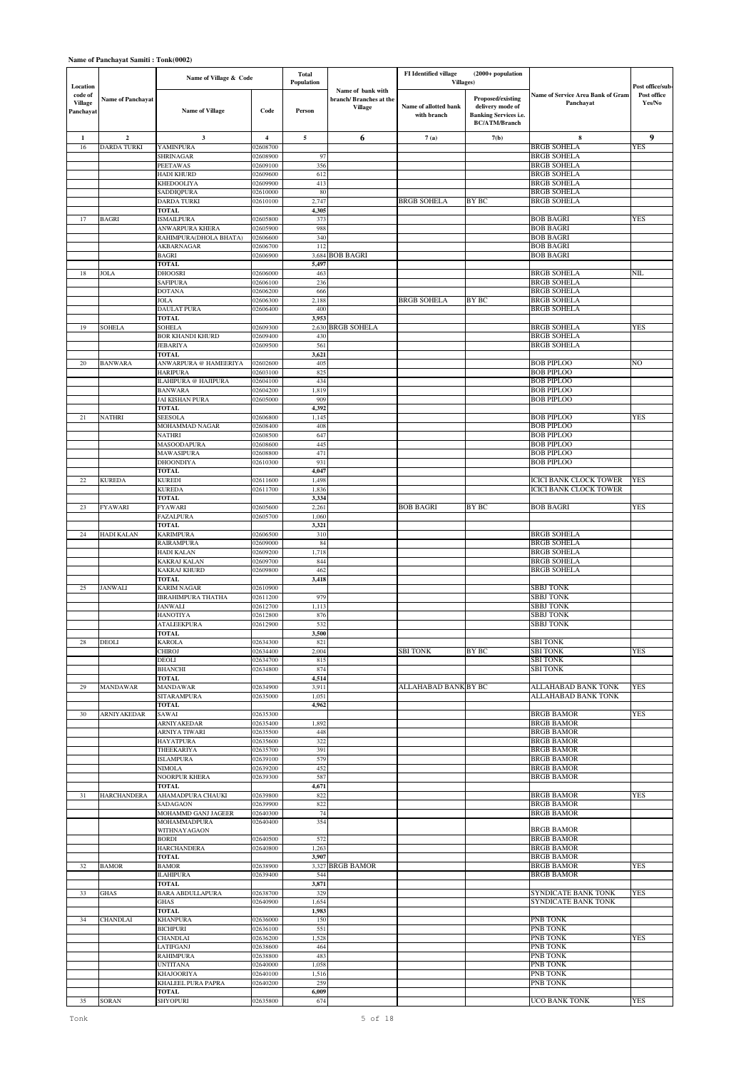**Name of Panchayat Samiti : Tonk(0002)**

| Location code of Village Panchayat | Name of Panchayat | Name of Village & Code | | Total Population | Name of bank with branch/ Branches at the Village | FI Identified village (2000+ population Villages) | | Name of Service Area Bank of Gram Panchayat | Post office/sub-Post office Yes/No |
|---|---|---|---|---|---|---|---|---|---|
| | | Name of Village | Code | Person | | Name of allotted bank with branch | Proposed/existing delivery mode of Banking Services i.e. BC/ATM/Branch | | |
| 1 | 2 | 3 | 4 | 5 | 6 | 7 (a) | 7(b) | 8 | 9 |
| 16 | DARDA TURKI | YAMINPURA | 02608700 | | | | | BRGB SOHELA | YES |
| | | SHRINAGAR | 02608900 | 97 | | | | BRGB SOHELA | |
| | | PEETAWAS | 02609100 | 356 | | | | BRGB SOHELA | |
| | | HADI KHURD | 02609600 | 612 | | | | BRGB SOHELA | |
| | | KHEDOOLIYA | 02609900 | 413 | | | | BRGB SOHELA | |
| | | SADDIQPURA | 02610000 | 80 | | | | BRGB SOHELA | |
| | | DARDA TURKI | 02610100 | 2,747 | | BRGB SOHELA | BY BC | BRGB SOHELA | |
| | | **TOTAL** | | **4,305** | | | | | |
| 17 | BAGRI | ISMAILPURA | 02605800 | 373 | | | | BOB BAGRI | YES |
| | | ANWARPURA KHERA | 02605900 | 988 | | | | BOB BAGRI | |
| | | RAHIMPURA(DHOLA BHATA) | 02606600 | 340 | | | | BOB BAGRI | |
| | | AKBARNAGAR | 02606700 | 112 | | | | BOB BAGRI | |
| | | BAGRI | 02606900 | 3,684 | BOB BAGRI | | | BOB BAGRI | |
| | | **TOTAL** | | **5,497** | | | | | |
| 18 | JOLA | DHOOSRI | 02606000 | 463 | | | | BRGB SOHELA | NIL |
| | | SAFIPURA | 02606100 | 236 | | | | BRGB SOHELA | |
| | | DOTANA | 02606200 | 666 | | | | BRGB SOHELA | |
| | | JOLA | 02606300 | 2,188 | | BRGB SOHELA | BY BC | BRGB SOHELA | |
| | | DAULAT PURA | 02606400 | 400 | | | | BRGB SOHELA | |
| | | **TOTAL** | | **3,953** | | | | | |
| 19 | SOHELA | SOHELA | 02609300 | 2,630 | BRGB SOHELA | | | BRGB SOHELA | YES |
| | | BOR KHANDI KHURD | 02609400 | 430 | | | | BRGB SOHELA | |
| | | JEBARIYA | 02609500 | 561 | | | | BRGB SOHELA | |
| | | **TOTAL** | | **3,621** | | | | | |
| 20 | BANWARA | ANWARPURA @ HAMEERIYA | 02602600 | 405 | | | | BOB PIPLOO | NO |
| | | HARIPURA | 02603100 | 825 | | | | BOB PIPLOO | |
| | | ILAHIPURA @ HAJIPURA | 02604100 | 434 | | | | BOB PIPLOO | |
| | | BANWARA | 02604200 | 1,819 | | | | BOB PIPLOO | |
| | | JAI KISHAN PURA | 02605000 | 909 | | | | BOB PIPLOO | |
| | | **TOTAL** | | **4,392** | | | | | |
| 21 | NATHRI | SEESOLA | 02606800 | 1,145 | | | | BOB PIPLOO | YES |
| | | MOHAMMAD NAGAR | 02608400 | 408 | | | | BOB PIPLOO | |
| | | NATHRI | 02608500 | 647 | | | | BOB PIPLOO | |
| | | MASOODAPURA | 02608600 | 445 | | | | BOB PIPLOO | |
| | | MAWASIPURA | 02608800 | 471 | | | | BOB PIPLOO | |
| | | DHOONDIYA | 02610300 | 931 | | | | BOB PIPLOO | |
| | | **TOTAL** | | **4,047** | | | | | |
| 22 | KUREDA | KUREDI | 02611600 | 1,498 | | | | ICICI BANK CLOCK TOWER | YES |
| | | KUREDA | 02611700 | 1,836 | | | | ICICI BANK CLOCK TOWER | |
| | | **TOTAL** | | **3,334** | | | | | |
| 23 | FYAWARI | FYAWARI | 02605600 | 2,261 | | BOB BAGRI | BY BC | BOB BAGRI | YES |
| | | FAZALPURA | 02605700 | 1,060 | | | | | |
| | | **TOTAL** | | **3,321** | | | | | |
| 24 | HADI KALAN | KARIMPURA | 02606500 | 310 | | | | BRGB SOHELA | |
| | | RAIRAMPURA | 02609000 | 84 | | | | BRGB SOHELA | |
| | | HADI KALAN | 02609200 | 1,718 | | | | BRGB SOHELA | |
| | | KAKRAJ KALAN | 02609700 | 844 | | | | BRGB SOHELA | |
| | | KAKRAJ KHURD | 02609800 | 462 | | | | BRGB SOHELA | |
| | | **TOTAL** | | **3,418** | | | | | |
| 25 | JANWALI | KARIM NAGAR | 02610900 | | | | | SBBJ TONK | |
| | | IBRAHIMPURA THATHA | 02611200 | 979 | | | | SBBJ TONK | |
| | | JANWALI | 02612700 | 1,113 | | | | SBBJ TONK | |
| | | HANOTIYA | 02612800 | 876 | | | | SBBJ TONK | |
| | | ATALEEKPURA | 02612900 | 532 | | | | SBBJ TONK | |
| | | **TOTAL** | | **3,500** | | | | | |
| 28 | DEOLI | KAROLA | 02634300 | 821 | | | | SBI TONK | |
| | | CHIROJ | 02634400 | 2,004 | | SBI TONK | BY BC | SBI TONK | YES |
| | | DEOLI | 02634700 | 815 | | | | SBI TONK | |
| | | BHANCHI | 02634800 | 874 | | | | SBI TONK | |
| | | **TOTAL** | | **4,514** | | | | | |
| 29 | MANDAWAR | MANDAWAR | 02634900 | 3,911 | | ALLAHABAD BANK | BY BC | ALLAHABAD BANK TONK | YES |
| | | SITARAMPURA | 02635000 | 1,051 | | | | ALLAHABAD BANK TONK | |
| | | **TOTAL** | | **4,962** | | | | | |
| 30 | ARNIYAKEDAR | SAWAI | 02635300 | | | | | BRGB BAMOR | YES |
| | | ARNIYAKEDAR | 02635400 | 1,892 | | | | BRGB BAMOR | |
| | | ARNIYA TIWARI | 02635500 | 448 | | | | BRGB BAMOR | |
| | | HAYATPURA | 02635600 | 322 | | | | BRGB BAMOR | |
| | | THEEKARIYA | 02635700 | 391 | | | | BRGB BAMOR | |
| | | ISLAMPURA | 02639100 | 579 | | | | BRGB BAMOR | |
| | | NIMOLA | 02639200 | 452 | | | | BRGB BAMOR | |
| | | NOORPUR KHERA | 02639300 | 587 | | | | BRGB BAMOR | |
| | | **TOTAL** | | **4,671** | | | | | |
| 31 | HARCHANDERA | AHAMADPURA CHAUKI | 02639800 | 822 | | | | BRGB BAMOR | YES |
| | | SADAGAON | 02639900 | 822 | | | | BRGB BAMOR | |
| | | MOHAMMD GANJ JAGEER | 02640300 | 74 | | | | BRGB BAMOR | |
| | | MOHAMMADPURA WITHNAYAGAON | 02640400 | 354 | | | | BRGB BAMOR | |
| | | BORDI | 02640500 | 572 | | | | BRGB BAMOR | |
| | | HARCHANDERA | 02640800 | 1,263 | | | | BRGB BAMOR | |
| | | **TOTAL** | | **3,907** | | | | BRGB BAMOR | |
| 32 | BAMOR | BAMOR | 02638900 | 3,327 | BRGB BAMOR | | | BRGB BAMOR | YES |
| | | ILAHIPURA | 02639400 | 544 | | | | BRGB BAMOR | |
| | | **TOTAL** | | **3,871** | | | | | |
| 33 | GHAS | BARA ABDULLAPURA | 02638700 | 329 | | | | SYNDICATE BANK TONK | YES |
| | | GHAS | 02640900 | 1,654 | | | | SYNDICATE BANK TONK | |
| | | **TOTAL** | | **1,983** | | | | | |
| 34 | CHANDLAI | KHANPURA | 02636000 | 150 | | | | PNB TONK | |
| | | BICHPURI | 02636100 | 551 | | | | PNB TONK | |
| | | CHANDLAI | 02636200 | 1,528 | | | | PNB TONK | YES |
| | | LATIFGANJ | 02638600 | 464 | | | | PNB TONK | |
| | | RAHIMPURA | 02638800 | 483 | | | | PNB TONK | |
| | | UNTITANA | 02640000 | 1,058 | | | | PNB TONK | |
| | | KHAJOORIYA | 02640100 | 1,516 | | | | PNB TONK | |
| | | KHALEEL PURA PAPRA | 02640200 | 259 | | | | PNB TONK | |
| | | **TOTAL** | | **6,009** | | | | | |
| 35 | SORAN | SHYOPURI | 02635800 | 674 | | | | UCO BANK TONK | YES |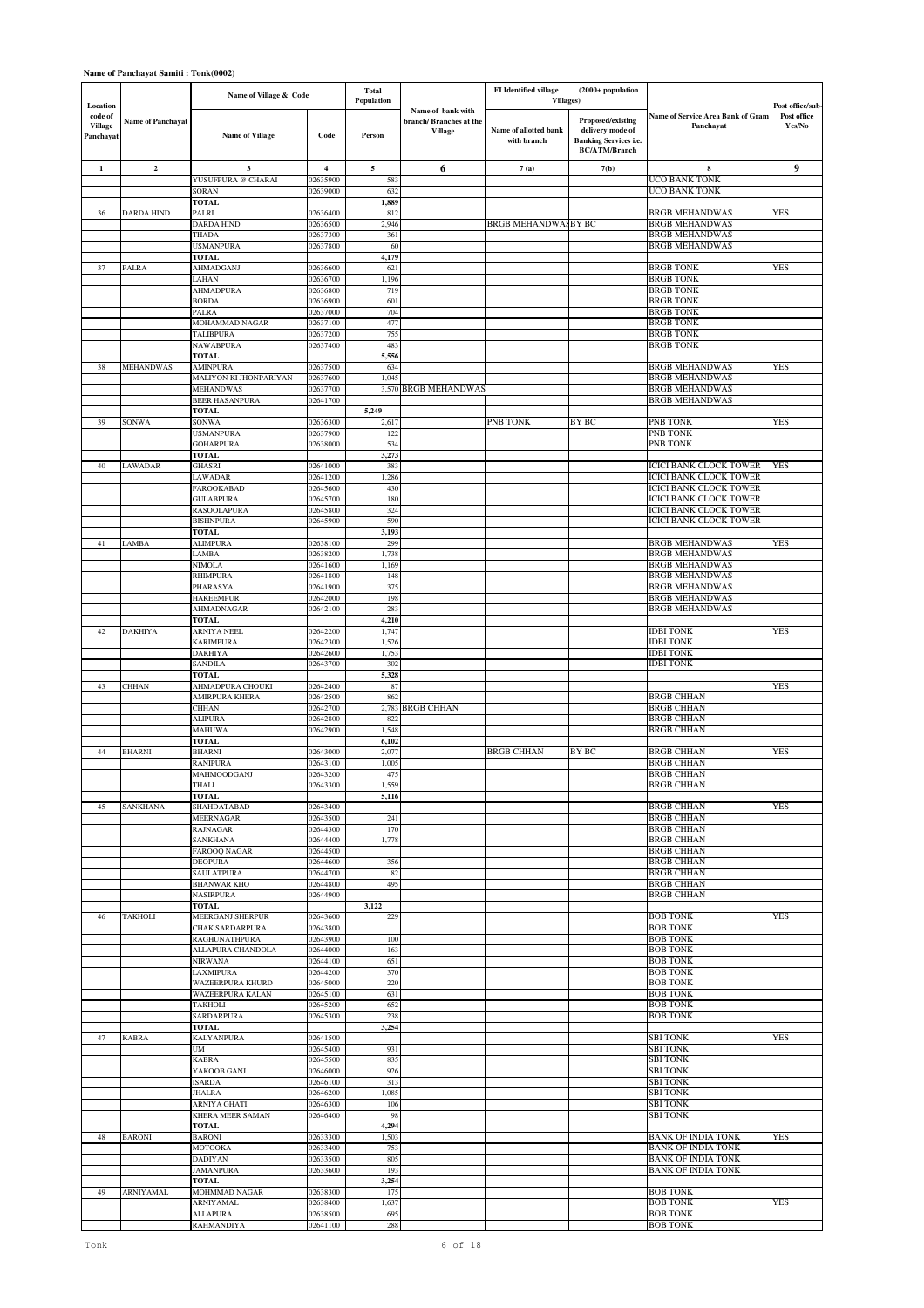**Name of Panchayat Samiti : Tonk(0002)**

| Location code of Village Panchayat | Name of Panchayat | Name of Village & Code | | Total Population | Name of bank with branch/ Branches at the Village | FI Identified village (2000+ population Villages) | | Name of Service Area Bank of Gram Panchayat | Post office/sub-Post office Yes/No |
|---|---|---|---|---|---|---|---|---|---|
| | | Name of Village | Code | Person | | Name of allotted bank with branch | Proposed/existing delivery mode of Banking Services i.e. BC/ATM/Branch | | |
| 1 | 2 | 3 | 4 | 5 | 6 | 7 (a) | 7(b) | 8 | 9 |
| | | YUSUFPURA @ CHARAI | 02635900 | 583 | | | | UCO BANK TONK | |
| | | SORAN | 02639000 | 632 | | | | UCO BANK TONK | |
| | | **TOTAL** | | **1,889** | | | | | |
| 36 | DARDA HIND | PALRI | 02636400 | 812 | | | | BRGB MEHANDWAS | YES |
| | | DARDA HIND | 02636500 | 2,946 | | BRGB MEHANDWAS | BY BC | BRGB MEHANDWAS | |
| | | THADA | 02637300 | 361 | | | | BRGB MEHANDWAS | |
| | | USMANPURA | 02637800 | 60 | | | | BRGB MEHANDWAS | |
| | | **TOTAL** | | **4,179** | | | | | |
| 37 | PALRA | AHMADGANJ | 02636600 | 621 | | | | BRGB TONK | YES |
| | | LAHAN | 02636700 | 1,196 | | | | BRGB TONK | |
| | | AHMADPURA | 02636800 | 719 | | | | BRGB TONK | |
| | | BORDA | 02636900 | 601 | | | | BRGB TONK | |
| | | PALRA | 02637000 | 704 | | | | BRGB TONK | |
| | | MOHAMMAD NAGAR | 02637100 | 477 | | | | BRGB TONK | |
| | | TALIBPURA | 02637200 | 755 | | | | BRGB TONK | |
| | | NAWABPURA | 02637400 | 483 | | | | BRGB TONK | |
| | | **TOTAL** | | **5,556** | | | | | |
| 38 | MEHANDWAS | AMINPURA | 02637500 | 634 | | | | BRGB MEHANDWAS | YES |
| | | MALIYON KI JHONPARIYAN | 02637600 | 1,045 | | | | BRGB MEHANDWAS | |
| | | MEHANDWAS | 02637700 | 3,570 | BRGB MEHANDWAS | | | BRGB MEHANDWAS | |
| | | BEER HASANPURA | 02641700 | | | | | BRGB MEHANDWAS | |
| | | **TOTAL** | | **5,249** | | | | | |
| 39 | SONWA | SONWA | 02636300 | 2,617 | | PNB TONK | BY BC | PNB TONK | YES |
| | | USMANPURA | 02637900 | 122 | | | | PNB TONK | |
| | | GOHARPURA | 02638000 | 534 | | | | PNB TONK | |
| | | **TOTAL** | | **3,273** | | | | | |
| 40 | LAWADAR | GHASRI | 02641000 | 383 | | | | ICICI BANK CLOCK TOWER | YES |
| | | LAWADAR | 02641200 | 1,286 | | | | ICICI BANK CLOCK TOWER | |
| | | FAROOKABAD | 02645600 | 430 | | | | ICICI BANK CLOCK TOWER | |
| | | GULABPURA | 02645700 | 180 | | | | ICICI BANK CLOCK TOWER | |
| | | RASOOLAPURA | 02645800 | 324 | | | | ICICI BANK CLOCK TOWER | |
| | | BISHNPURA | 02645900 | 590 | | | | ICICI BANK CLOCK TOWER | |
| | | **TOTAL** | | **3,193** | | | | | |
| 41 | LAMBA | ALIMPURA | 02638100 | 299 | | | | BRGB MEHANDWAS | YES |
| | | LAMBA | 02638200 | 1,738 | | | | BRGB MEHANDWAS | |
| | | NIMOLA | 02641600 | 1,169 | | | | BRGB MEHANDWAS | |
| | | RHIMPURA | 02641800 | 148 | | | | BRGB MEHANDWAS | |
| | | PHARASYA | 02641900 | 375 | | | | BRGB MEHANDWAS | |
| | | HAKEEMPUR | 02642000 | 198 | | | | BRGB MEHANDWAS | |
| | | AHMADNAGAR | 02642100 | 283 | | | | BRGB MEHANDWAS | |
| | | **TOTAL** | | **4,210** | | | | | |
| 42 | DAKHIYA | ARNIYA NEEL | 02642200 | 1,747 | | | | IDBI TONK | YES |
| | | KARIMPURA | 02642300 | 1,526 | | | | IDBI TONK | |
| | | DAKHIYA | 02642600 | 1,753 | | | | IDBI TONK | |
| | | SANDILA | 02643700 | 302 | | | | IDBI TONK | |
| | | **TOTAL** | | **5,328** | | | | | |
| 43 | CHHAN | AHMADPURA CHOUKI | 02642400 | 87 | | | | | YES |
| | | AMIRPURA KHERA | 02642500 | 862 | | | | BRGB CHHAN | |
| | | CHHAN | 02642700 | 2,783 | BRGB CHHAN | | | BRGB CHHAN | |
| | | ALIPURA | 02642800 | 822 | | | | BRGB CHHAN | |
| | | MAHUWA | 02642900 | 1,548 | | | | BRGB CHHAN | |
| | | **TOTAL** | | **6,102** | | | | | |
| 44 | BHARNI | BHARNI | 02643000 | 2,077 | | BRGB CHHAN | BY BC | BRGB CHHAN | YES |
| | | RANIPURA | 02643100 | 1,005 | | | | BRGB CHHAN | |
| | | MAHMOODGANJ | 02643200 | 475 | | | | BRGB CHHAN | |
| | | THALI | 02643300 | 1,559 | | | | BRGB CHHAN | |
| | | **TOTAL** | | **5,116** | | | | | |
| 45 | SANKHANA | SHAHDATABAD | 02643400 | | | | | BRGB CHHAN | YES |
| | | MEERNAGAR | 02643500 | 241 | | | | BRGB CHHAN | |
| | | RAJNAGAR | 02644300 | 170 | | | | BRGB CHHAN | |
| | | SANKHANA | 02644400 | 1,778 | | | | BRGB CHHAN | |
| | | FAROOQ NAGAR | 02644500 | | | | | BRGB CHHAN | |
| | | DEOPURA | 02644600 | 356 | | | | BRGB CHHAN | |
| | | SAULATPURA | 02644700 | 82 | | | | BRGB CHHAN | |
| | | BHANWAR KHO | 02644800 | 495 | | | | BRGB CHHAN | |
| | | NASIRPURA | 02644900 | | | | | BRGB CHHAN | |
| | | **TOTAL** | | **3,122** | | | | | |
| 46 | TAKHOLI | MEERGANJ SHERPUR | 02643600 | 229 | | | | BOB TONK | YES |
| | | CHAK SARDARPURA | 02643800 | | | | | BOB TONK | |
| | | RAGHUNATHPURA | 02643900 | 100 | | | | BOB TONK | |
| | | ALLAPURA CHANDOLA | 02644000 | 163 | | | | BOB TONK | |
| | | NIRWANA | 02644100 | 651 | | | | BOB TONK | |
| | | LAXMIPURA | 02644200 | 370 | | | | BOB TONK | |
| | | WAZEERPURA KHURD | 02645000 | 220 | | | | BOB TONK | |
| | | WAZEERPURA KALAN | 02645100 | 631 | | | | BOB TONK | |
| | | TAKHOLI | 02645200 | 652 | | | | BOB TONK | |
| | | SARDARPURA | 02645300 | 238 | | | | BOB TONK | |
| | | **TOTAL** | | **3,254** | | | | | |
| 47 | KABRA | KALYANPURA | 02641500 | | | | | SBI TONK | YES |
| | | UM | 02645400 | 931 | | | | SBI TONK | |
| | | KABRA | 02645500 | 835 | | | | SBI TONK | |
| | | YAKOOB GANJ | 02646000 | 926 | | | | SBI TONK | |
| | | ISARDA | 02646100 | 313 | | | | SBI TONK | |
| | | JHALRA | 02646200 | 1,085 | | | | SBI TONK | |
| | | ARNIYA GHATI | 02646300 | 106 | | | | SBI TONK | |
| | | KHERA MEER SAMAN | 02646400 | 98 | | | | SBI TONK | |
| | | **TOTAL** | | **4,294** | | | | | |
| 48 | BARONI | BARONI | 02633300 | 1,503 | | | | BANK OF INDIA TONK | YES |
| | | MOTOOKA | 02633400 | 753 | | | | BANK OF INDIA TONK | |
| | | DADIYAN | 02633500 | 805 | | | | BANK OF INDIA TONK | |
| | | JAMANPURA | 02633600 | 193 | | | | BANK OF INDIA TONK | |
| | | **TOTAL** | | **3,254** | | | | | |
| 49 | ARNIYAMAL | MOHMMAD NAGAR | 02638300 | 175 | | | | BOB TONK | |
| | | ARNIYAMAL | 02638400 | 1,637 | | | | BOB TONK | YES |
| | | ALLAPURA | 02638500 | 695 | | | | BOB TONK | |
| | | RAHMANDIYA | 02641100 | 288 | | | | BOB TONK | |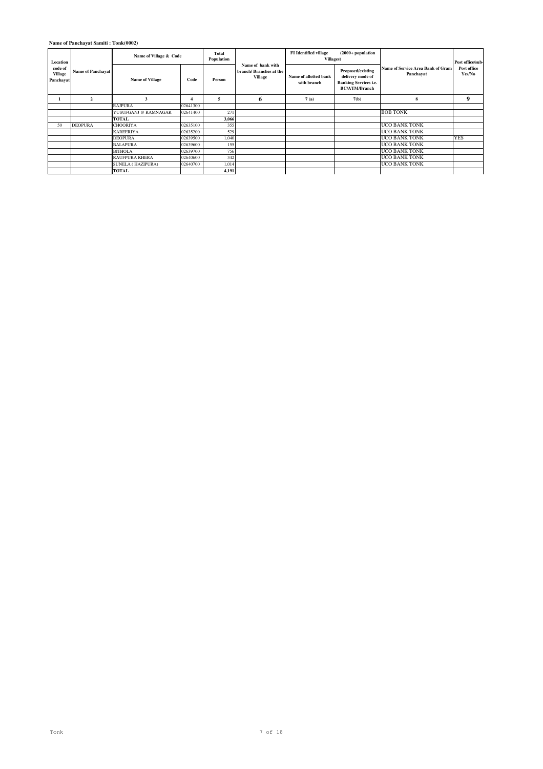**Name of Panchayat Samiti : Tonk(0002)**

| Location code of Village Panchayat | Name of Panchayat | Name of Village & Code | | Total Population | Name of bank with branch/ Branches at the Village | FI Identified village (2000+ population Villages) | | Name of Service Area Bank of Gram Panchayat | Post office/sub-Post office Yes/No |
|---|---|---|---|---|---|---|---|---|---|
| | | Name of Village | Code | Person | | Name of allotted bank with branch | Proposed/existing delivery mode of Banking Services i.e. BC/ATM/Branch | | |
| 1 | 2 | 3 | 4 | 5 | 6 | 7 (a) | 7(b) | 8 | 9 |
| | | RAJPURA | 02641300 | | | | | | |
| | | YUSUFGANJ @ RAMNAGAR | 02641400 | 271 | | | | BOB TONK | |
| | | TOTAL | | 3,066 | | | | | |
| 50 | DEOPURA | CHOORIYA | 02635100 | 355 | | | | UCO BANK TONK | |
| | | KAREERIYA | 02635200 | 529 | | | | UCO BANK TONK | |
| | | DEOPURA | 02639500 | 1,040 | | | | UCO BANK TONK | YES |
| | | BALAPURA | 02639600 | 155 | | | | UCO BANK TONK | |
| | | BITHOLA | 02639700 | 756 | | | | UCO BANK TONK | |
| | | RAUFPURA KHERA | 02640600 | 342 | | | | UCO BANK TONK | |
| | | SUNELA ( HAZIPURA) | 02640700 | 1,014 | | | | UCO BANK TONK | |
| | | TOTAL | | 4,191 | | | | | |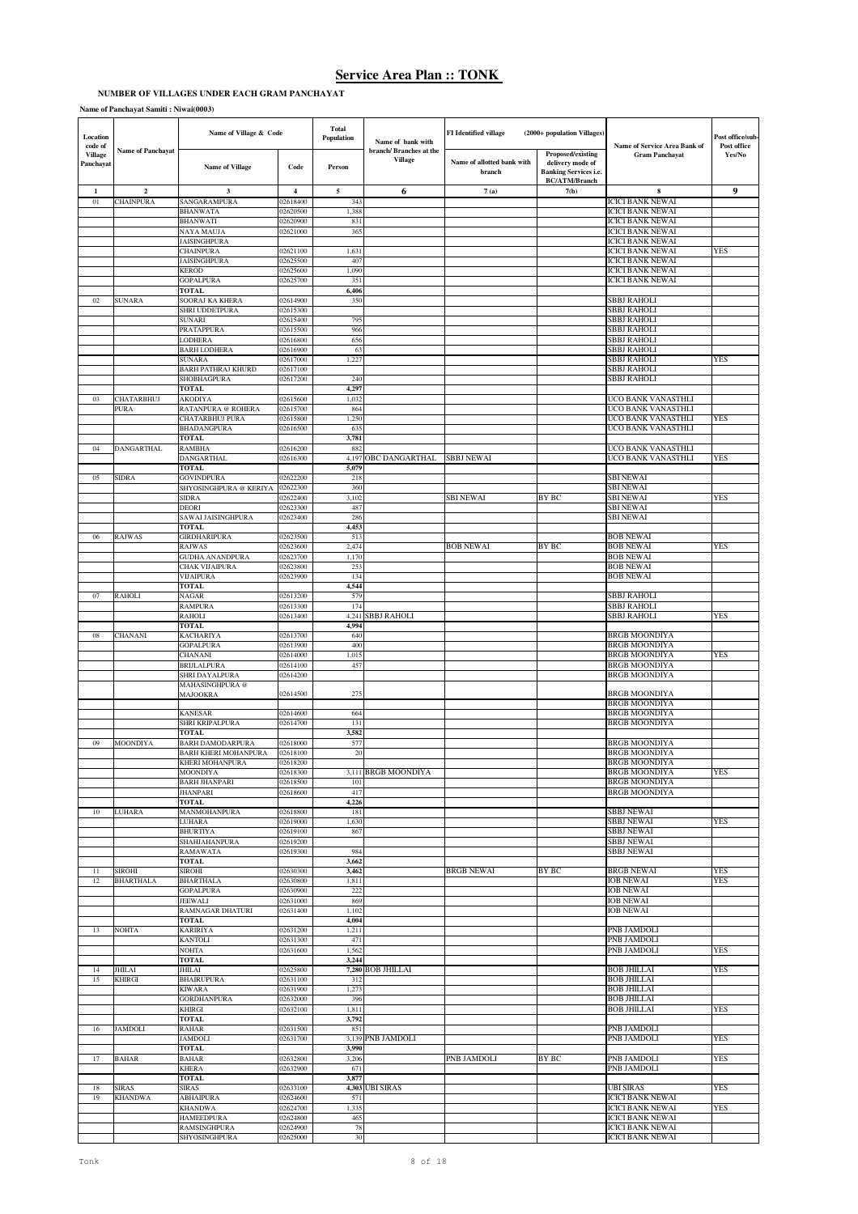# Service Area Plan :: TONK

**NUMBER OF VILLAGES UNDER EACH GRAM PANCHAYAT**

**Name of Panchayat Samiti : Niwai(0003)**

| Location code of Village Panchayat | Name of Panchayat | Name of Village & Code | | Total Population | Name of bank with branch/ Branches at the Village | FI Identified village (2000+ population Villages) | | Name of Service Area Bank of Gram Panchayat | Post office/sub-Post office Yes/No |
|---|---|---|---|---|---|---|---|---|---|
| | | Name of Village | Code | Person | | Name of allotted bank with branch | Proposed/existing delivery mode of Banking Services i.e. BC/ATM/Branch | | |
| 1 | 2 | 3 | 4 | 5 | 6 | 7 (a) | 7(b) | 8 | 9 |
| 01 | CHAINPURA | SANGARAMPURA | 02618400 | 343 | | | | ICICI BANK NEWAI | |
| | | BHANWATA | 02620500 | 1,388 | | | | ICICI BANK NEWAI | |
| | | BHANWATI | 02620900 | 831 | | | | ICICI BANK NEWAI | |
| | | NAYA MAUJA | 02621000 | 365 | | | | ICICI BANK NEWAI | |
| | | JAISINGHPURA | | | | | | ICICI BANK NEWAI | |
| | | CHAINPURA | 02621100 | 1,631 | | | | ICICI BANK NEWAI | YES |
| | | JAISINGHPURA | 02625500 | 407 | | | | ICICI BANK NEWAI | |
| | | KEROD | 02625600 | 1,090 | | | | ICICI BANK NEWAI | |
| | | GOPALPURA | 02625700 | 351 | | | | ICICI BANK NEWAI | |
| | | TOTAL | | 6,406 | | | | | |
| 02 | SUNARA | SOORAJ KA KHERA | 02614900 | 350 | | | | SBBJ RAHOLI | |
| | | SHRI UDDETPURA | 02615300 | | | | | SBBJ RAHOLI | |
| | | SUNARI | 02615400 | 795 | | | | SBBJ RAHOLI | |
| | | PRATAPPURA | 02615500 | 966 | | | | SBBJ RAHOLI | |
| | | LODHERA | 02616800 | 656 | | | | SBBJ RAHOLI | |
| | | BARH LODHERA | 02616900 | 63 | | | | SBBJ RAHOLI | |
| | | SUNARA | 02617000 | 1,227 | | | | SBBJ RAHOLI | YES |
| | | BARH PATHRAJ KHURD | 02617100 | | | | | SBBJ RAHOLI | |
| | | SHOBHAGPURA | 02617200 | 240 | | | | SBBJ RAHOLI | |
| | | TOTAL | | 4,297 | | | | | |
| 03 | CHATARBHUJ PURA | AKODIYA | 02615600 | 1,032 | | | | UCO BANK VANASTHLI | |
| | | RATANPURA @ ROHERA | 02615700 | 864 | | | | UCO BANK VANASTHLI | |
| | | CHATARBHUJ PURA | 02615800 | 1,250 | | | | UCO BANK VANASTHLI | YES |
| | | BHADANGPURA | 02616500 | 635 | | | | UCO BANK VANASTHLI | |
| | | TOTAL | | 3,781 | | | | | |
| 04 | DANGARTHAL | RAMBHA | 02616200 | 882 | | | | UCO BANK VANASTHLI | |
| | | DANGARTHAL | 02616300 | 4,197 | OBC DANGARTHAL | SBBJ NEWAI | | UCO BANK VANASTHLI | YES |
| | | TOTAL | | 5,079 | | | | | |
| 05 | SIDRA | GOVINDPURA | 02622200 | 218 | | | | SBI NEWAI | |
| | | SHYOSINGHPURA @ KERIYA | 02622300 | 360 | | | | SBI NEWAI | |
| | | SIDRA | 02622400 | 3,102 | | SBI NEWAI | BY BC | SBI NEWAI | YES |
| | | DEORI | 02623300 | 487 | | | | SBI NEWAI | |
| | | SAWAI JAISINGHPURA | 02623400 | 286 | | | | SBI NEWAI | |
| | | TOTAL | | 4,453 | | | | | |
| 06 | RAJWAS | GIRDHARIPURA | 02623500 | 513 | | | | BOB NEWAI | |
| | | RAJWAS | 02623600 | 2,474 | | BOB NEWAI | BY BC | BOB NEWAI | YES |
| | | GUDHA ANANDPURA | 02623700 | 1,170 | | | | BOB NEWAI | |
| | | CHAK VIJAIPURA | 02623800 | 253 | | | | BOB NEWAI | |
| | | VIJAIPURA | 02623900 | 134 | | | | BOB NEWAI | |
| | | TOTAL | | 4,544 | | | | | |
| 07 | RAHOLI | NAGAR | 02613200 | 579 | | | | SBBJ RAHOLI | |
| | | RAMPURA | 02613300 | 174 | | | | SBBJ RAHOLI | |
| | | RAHOLI | 02613400 | 4,241 | SBBJ RAHOLI | | | SBBJ RAHOLI | YES |
| | | TOTAL | | 4,994 | | | | | |
| 08 | CHANANI | KACHARIYA | 02613700 | 640 | | | | BRGB MOONDIYA | |
| | | GOPALPURA | 02613900 | 400 | | | | BRGB MOONDIYA | |
| | | CHANANI | 02614000 | 1,015 | | | | BRGB MOONDIYA | YES |
| | | BRIJLALPURA | 02614100 | 457 | | | | BRGB MOONDIYA | |
| | | SHRI DAYALPURA | 02614200 | | | | | BRGB MOONDIYA | |
| | | MAHASINGHPURA @ MAJOOKRA | 02614500 | 275 | | | | BRGB MOONDIYA | |
| | | | | | | | | BRGB MOONDIYA | |
| | | KANESAR | 02614600 | 664 | | | | BRGB MOONDIYA | |
| | | SHRI KRIPALPURA | 02614700 | 131 | | | | BRGB MOONDIYA | |
| | | TOTAL | | 3,582 | | | | | |
| 09 | MOONDIYA | BARH DAMODARPURA | 02618000 | 577 | | | | BRGB MOONDIYA | |
| | | BARH KHERI MOHANPURA | 02618100 | 20 | | | | BRGB MOONDIYA | |
| | | KHERI MOHANPURA | 02618200 | | | | | BRGB MOONDIYA | |
| | | MOONDIYA | 02618300 | 3,111 | BRGB MOONDIYA | | | BRGB MOONDIYA | YES |
| | | BARH JHANPARI | 02618500 | 101 | | | | BRGB MOONDIYA | |
| | | JHANPARI | 02618600 | 417 | | | | BRGB MOONDIYA | |
| | | TOTAL | | 4,226 | | | | | |
| 10 | LUHARA | MANMOHANPURA | 02618800 | 181 | | | | SBBJ NEWAI | |
| | | LUHARA | 02619000 | 1,630 | | | | SBBJ NEWAI | YES |
| | | BHURTIYA | 02619100 | 867 | | | | SBBJ NEWAI | |
| | | SHAHJAHANPURA | 02619200 | | | | | SBBJ NEWAI | |
| | | RAMAWATA | 02619300 | 984 | | | | SBBJ NEWAI | |
| | | TOTAL | | 3,662 | | | | | |
| 11 | SIROHI | SIROHI | 02630300 | 3,462 | | BRGB NEWAI | BY BC | BRGB NEWAI | YES |
| 12 | BHARTHALA | BHARTHALA | 02630800 | 1,811 | | | | IOB NEWAI | YES |
| | | GOPALPURA | 02630900 | 222 | | | | IOB NEWAI | |
| | | JEEWALI | 02631000 | 869 | | | | IOB NEWAI | |
| | | RAMNAGAR DHATURI | 02631400 | 1,102 | | | | IOB NEWAI | |
| | | TOTAL | | 4,004 | | | | | |
| 13 | NOHTA | KARIRIYA | 02631200 | 1,211 | | | | PNB JAMDOLI | |
| | | KANTOLI | 02631300 | 471 | | | | PNB JAMDOLI | |
| | | NOHTA | 02631600 | 1,562 | | | | PNB JAMDOLI | YES |
| | | TOTAL | | 3,244 | | | | | |
| 14 | JHILAI | JHILAI | 02625800 | 7,280 | BOB JHILLAI | | | BOB JHILLAI | YES |
| 15 | KHIRGI | BHAIRUPURA | 02631100 | 312 | | | | BOB JHILLAI | |
| | | KIWARA | 02631900 | 1,273 | | | | BOB JHILLAI | |
| | | GORDHANPURA | 02632000 | 396 | | | | BOB JHILLAI | |
| | | KHIRGI | 02632100 | 1,811 | | | | BOB JHILLAI | YES |
| | | TOTAL | | 3,792 | | | | | |
| 16 | JAMDOLI | RAHAR | 02631500 | 851 | | | | PNB JAMDOLI | |
| | | JAMDOLI | 02631700 | 3,139 | PNB JAMDOLI | | | PNB JAMDOLI | YES |
| | | TOTAL | | 3,990 | | | | | |
| 17 | BAHAR | BAHAR | 02632800 | 3,206 | | PNB JAMDOLI | BY BC | PNB JAMDOLI | YES |
| | | KHERA | 02632900 | 671 | | | | PNB JAMDOLI | |
| | | TOTAL | | 3,877 | | | | | |
| 18 | SIRAS | SIRAS | 02633100 | 4,303 | UBI SIRAS | | | UBI SIRAS | YES |
| 19 | KHANDWA | ABHAIPURA | 02624600 | 571 | | | | ICICI BANK NEWAI | |
| | | KHANDWA | 02624700 | 1,335 | | | | ICICI BANK NEWAI | YES |
| | | HAMEEDPURA | 02624800 | 465 | | | | ICICI BANK NEWAI | |
| | | RAMSINGHPURA | 02624900 | 78 | | | | ICICI BANK NEWAI | |
| | | SHYOSINGHPURA | 02625000 | 30 | | | | ICICI BANK NEWAI | |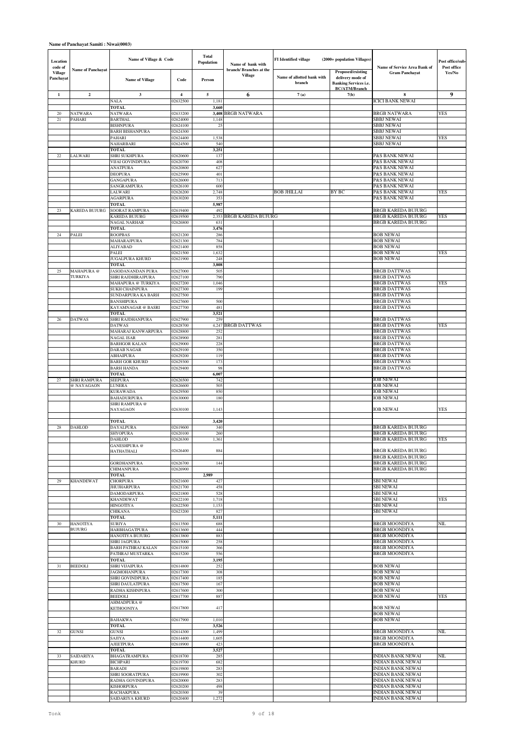**Name of Panchayat Samiti : Niwai(0003)**

| Location code of Village Panchayat | Name of Panchayat | Name of Village & Code | | Total Population | Name of bank with branch/ Branches at the Village | FI Identified village (2000+ population Villages) | | Name of Service Area Bank of Gram Panchayat | Post office/sub-Post office Yes/No |
|---|---|---|---|---|---|---|---|---|---|
| | | Name of Village | Code | Person | | Name of allotted bank with branch | Proposed/existing delivery mode of Banking Services i.e. BC/ATM/Branch | | |
| 1 | 2 | 3 | 4 | 5 | 6 | 7 (a) | 7(b) | 8 | 9 |
| | | NALA | 02632500 | 1,181 | | | | ICICI BANK NEWAI | |
| | | TOTAL | | 3,660 | | | | | |
| 20 | NATWARA | NATWARA | 02633200 | 3,408 | BRGB NATWARA | | | BRGB NATWARA | YES |
| 21 | PAHARI | BARTHAL | 02624000 | 1,148 | | | | SBBJ NEWAI | |
| | | BISHNPURA | 02624100 | 25 | | | | SBBJ NEWAI | |
| | | BARH BISHANPURA | 02624300 | | | | | SBBJ NEWAI | |
| | | PAHARI | 02624400 | 1,538 | | | | SBBJ NEWAI | YES |
| | | NAHARBARI | 02624500 | 540 | | | | SBBJ NEWAI | |
| | | TOTAL | | 3,251 | | | | | |
| 22 | LALWARI | SHRI SUKHPURA | 02620600 | 137 | | | | P&S BANK NEWAI | |
| | | VIJAI GOVINDPURA | 02620700 | 408 | | | | P&S BANK NEWAI | |
| | | ANATPURA | 02620800 | 627 | | | | P&S BANK NEWAI | |
| | | DEOPURA | 02625900 | 401 | | | | P&S BANK NEWAI | |
| | | GANGAPURA | 02626000 | 713 | | | | P&S BANK NEWAI | |
| | | SANGRAMPURA | 02626100 | 600 | | | | P&S BANK NEWAI | |
| | | LALWARI | 02626200 | 2,748 | | BOB JHILLAI | BY BC | P&S BANK NEWAI | YES |
| | | AGARPURA | 02630200 | 353 | | | | P&S BANK NEWAI | |
| | | TOTAL | | 5,987 | | | | | |
| 23 | KAREDA BUJURG | SOORAT RAMPURA | 02619400 | 492 | | | | BRGB KAREDA BUJURG | |
| | | KAREDA BUJURG | 02619500 | 2,353 | BRGB KAREDA BUJURG | | | BRGB KAREDA BUJURG | YES |
| | | NAGAL NARHAR | 02626800 | 631 | | | | BRGB KAREDA BUJURG | |
| | | TOTAL | | 3,476 | | | | | |
| 24 | PALEI | ROOPBAS | 02621200 | 286 | | | | BOB NEWAI | |
| | | MAHARAJPURA | 02621300 | 784 | | | | BOB NEWAI | |
| | | ALIYABAD | 02621400 | 858 | | | | BOB NEWAI | |
| | | PALEI | 02621500 | 1,632 | | | | BOB NEWAI | YES |
| | | JUGALPURA KHURD | 02621900 | 248 | | | | BOB NEWAI | |
| | | TOTAL | | 3,808 | | | | | |
| 25 | MAHAPURA @ TURKIYA | JASODANANDAN PURA | 02627000 | 505 | | | | BRGB DATTWAS | |
| | | SHRI RAJDHIRAJPURA | 02627100 | 790 | | | | BRGB DATTWAS | |
| | | MAHAPURA @ TURKIYA | 02627200 | 1,046 | | | | BRGB DATTWAS | YES |
| | | SUKH CHAINPURA | 02627300 | 199 | | | | BRGB DATTWAS | |
| | | SUNDARPURA KA BARH | 02627500 | | | | | BRGB DATTWAS | |
| | | BANSHIPURA | 02627600 | 500 | | | | BRGB DATTWAS | |
| | | KAYAMNAGAR @ BASRI | 02627700 | 481 | | | | BRGB DATTWAS | |
| | | TOTAL | | 3,521 | | | | | |
| 26 | DATWAS | SHRI RAJDHANPURA | 02627900 | 259 | | | | BRGB DATTWAS | |
| | | DATWAS | 02628700 | 4,247 | BRGB DATTWAS | | | BRGB DATTWAS | YES |
| | | MAHARAJ KANWARPURA | 02628800 | 252 | | | | BRGB DATTWAS | |
| | | NAGAL ISAR | 02628900 | 281 | | | | BRGB DATTWAS | |
| | | BARHGOR KALAN | 02629000 | 228 | | | | BRGB DATTWAS | |
| | | DARAB NAGAR | 02629100 | 350 | | | | BRGB DATTWAS | |
| | | ABHAIPURA | 02629200 | 119 | | | | BRGB DATTWAS | |
| | | BARH GOR KHURD | 02629300 | 173 | | | | BRGB DATTWAS | |
| | | BARH HANDA | 02629400 | 98 | | | | BRGB DATTWAS | |
| | | TOTAL | | 6,007 | | | | | |
| 27 | SHRI RAMPURA @ NAYAGAON | SEEPURA | 02626500 | 742 | | | | IOB NEWAI | |
| | | LUNERA | 02626600 | 505 | | | | IOB NEWAI | |
| | | KURAWADA | 02629500 | 850 | | | | IOB NEWAI | |
| | | BAHADURPURA | 02630000 | 180 | | | | IOB NEWAI | |
| | | SHRI RAMPURA @ NAYAGAON | 02630100 | 1,143 | | | | IOB NEWAI | YES |
| | | TOTAL | | 3,420 | | | | | |
| 28 | DAHLOD | DAYALPURA | 02619600 | 340 | | | | BRGB KAREDA BUJURG | |
| | | SHYOPURA | 02620100 | 260 | | | | BRGB KAREDA BUJURG | |
| | | DAHLOD | 02626300 | 1,361 | | | | BRGB KAREDA BUJURG | YES |
| | | GANESHPURA @ HATHATHALI | 02626400 | 884 | | | | BRGB KAREDA BUJURG | |
| | | | | | | | | BRGB KAREDA BUJURG | |
| | | GORDHANPURA | 02626700 | 144 | | | | BRGB KAREDA BUJURG | |
| | | CHIMANPURA | 02626900 | | | | | BRGB KAREDA BUJURG | |
| | | TOTAL | | 2,989 | | | | | |
| 29 | KHANDEWAT | CHORPURA | 02621600 | 427 | | | | SBI NEWAI | |
| | | JHUJHARPURA | 02621700 | 458 | | | | SBI NEWAI | |
| | | DAMODARPURA | 02621800 | 528 | | | | SBI NEWAI | |
| | | KHANDEWAT | 02622100 | 1,718 | | | | SBI NEWAI | YES |
| | | HINGOTIYA | 02622500 | 1,153 | | | | SBI NEWAI | |
| | | CHIKANA | 02623200 | 827 | | | | SBI NEWAI | |
| | | TOTAL | | 5,111 | | | | | |
| 30 | HANOTIYA BUJURG | SURIYA | 02613500 | 688 | | | | BRGB MOONDIYA | NIL |
| | | HARBHAGATPURA | 02613600 | 444 | | | | BRGB MOONDIYA | |
| | | HANOTIYA BUJURG | 02613800 | 883 | | | | BRGB MOONDIYA | |
| | | SHRI JAGPURA | 02615000 | 258 | | | | BRGB MOONDIYA | |
| | | BARH PATHRAJ KALAN | 02615100 | 366 | | | | BRGB MOONDIYA | |
| | | PATHRAJ MUSTARKA | 02615200 | 556 | | | | BRGB MOONDIYA | |
| | | TOTAL | | 3,195 | | | | | |
| 31 | BEEDOLI | SHRI VIJAIPURA | 02614800 | 252 | | | | BOB NEWAI | |
| | | JAGMOHANPURA | 02617300 | 308 | | | | BOB NEWAI | |
| | | SHRI GOVINDPURA | 02617400 | 185 | | | | BOB NEWAI | |
| | | SHRI DAULATPURA | 02617500 | 167 | | | | BOB NEWAI | |
| | | RADHA KISHNPURA | 02617600 | 300 | | | | BOB NEWAI | |
| | | BEEDOLI | 02617700 | 887 | | | | BOB NEWAI | YES |
| | | AHMADPURA @ KETHOONIYA | 02617800 | 417 | | | | BOB NEWAI | |
| | | | | | | | | BOB NEWAI | |
| | | BAHAKWA | 02617900 | 1,010 | | | | BOB NEWAI | |
| | | TOTAL | | 3,526 | | | | | |
| 32 | GUNSI | GUNSI | 02614300 | 1,499 | | | | BRGB MOONDIYA | NIL |
| | | SAJIYA | 02614400 | 1,605 | | | | BRGB MOONDIYA | |
| | | AJEETPURA | 02618900 | 423 | | | | BRGB MOONDIYA | |
| | | TOTAL | | 3,527 | | | | | |
| 33 | SAIDARIYA KHURD | BHAGATRAMPURA | 02618700 | 285 | | | | INDIAN BANK NEWAI | NIL |
| | | BICHPARI | 02619700 | 682 | | | | INDIAN BANK NEWAI | |
| | | BARADI | 02619800 | 283 | | | | INDIAN BANK NEWAI | |
| | | SHRI SOORATPURA | 02619900 | 302 | | | | INDIAN BANK NEWAI | |
| | | RADHA GOVINDPURA | 02620000 | 283 | | | | INDIAN BANK NEWAI | |
| | | KISHORPURA | 02620200 | 498 | | | | INDIAN BANK NEWAI | |
| | | RACHAKPURA | 02620300 | 39 | | | | INDIAN BANK NEWAI | |
| | | SAIDARIYA KHURD | 02620400 | 1,272 | | | | INDIAN BANK NEWAI | |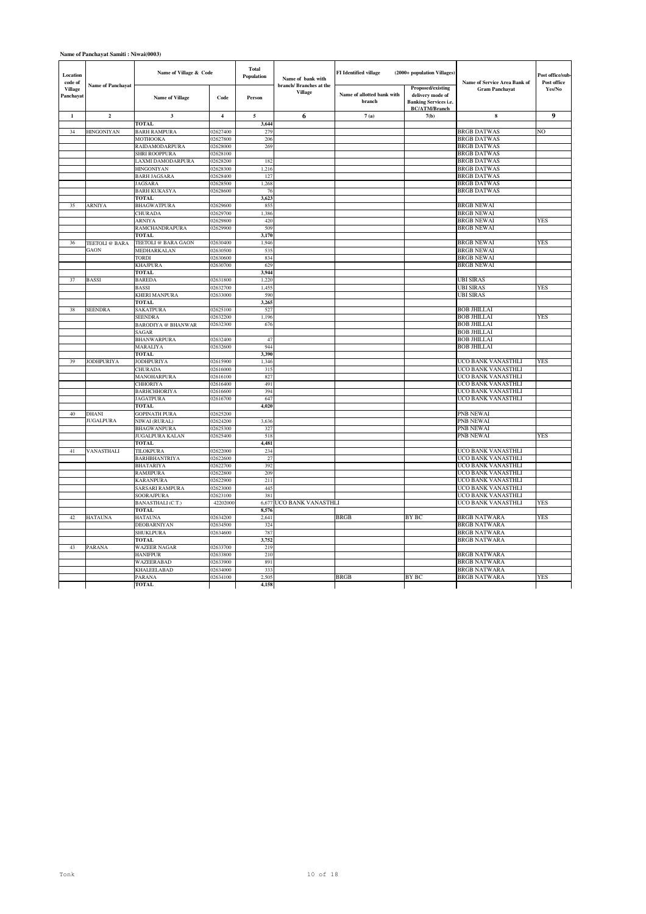**Name of Panchayat Samiti : Niwai(0003)**

| Location code of Village Panchayat | Name of Panchayat | Name of Village & Code | | Total Population | Name of bank with branch/ Branches at the Village | FI Identified village | (2000+ population Villages) | Name of Service Area Bank of Gram Panchayat | Post office/sub-Post office Yes/No |
|---|---|---|---|---|---|---|---|---|---|
| | | Name of Village | Code | Person | | Name of allotted bank with branch | Proposed/existing delivery mode of Banking Services i.e. BC/ATM/Branch | | |
| 1 | 2 | 3 | 4 | 5 | 6 | 7 (a) | 7(b) | 8 | 9 |
| | | TOTAL | | 3,644 | | | | | |
| 34 | HINGONIYAN | BARH RAMPURA | 02627400 | 279 | | | | BRGB DATWAS | NO |
| | | MOTHOOKA | 02627800 | 206 | | | | BRGB DATWAS | |
| | | RAIDAMODARPURA | 02628000 | 269 | | | | BRGB DATWAS | |
| | | SHRI ROOPPURA | 02628100 | | | | | BRGB DATWAS | |
| | | LAXMI DAMODARPURA | 02628200 | 182 | | | | BRGB DATWAS | |
| | | HINGONIYAN | 02628300 | 1,216 | | | | BRGB DATWAS | |
| | | BARH JAGSARA | 02628400 | 127 | | | | BRGB DATWAS | |
| | | JAGSARA | 02628500 | 1,268 | | | | BRGB DATWAS | |
| | | BARH KUKASYA | 02628600 | 76 | | | | BRGB DATWAS | |
| | | TOTAL | | 3,623 | | | | | |
| 35 | ARNIYA | BHAGWATPURA | 02629600 | 855 | | | | BRGB NEWAI | |
| | | CHURADA | 02629700 | 1,386 | | | | BRGB NEWAI | |
| | | ARNIYA | 02629800 | 420 | | | | BRGB NEWAI | YES |
| | | RAMCHANDRAPURA | 02629900 | 509 | | | | BRGB NEWAI | |
| | | TOTAL | | 3,170 | | | | | |
| 36 | TEETOLI @ BARA GAON | TEETOLI @ BARA GAON | 02630400 | 1,946 | | | | BRGB NEWAI | YES |
| | | MEDHARKALAN | 02630500 | 535 | | | | BRGB NEWAI | |
| | | TORDI | 02630600 | 834 | | | | BRGB NEWAI | |
| | | KHAJPURA | 02630700 | 629 | | | | BRGB NEWAI | |
| | | TOTAL | | 3,944 | | | | | |
| 37 | BASSI | BAREDA | 02631800 | 1,220 | | | | UBI SIRAS | |
| | | BASSI | 02632700 | 1,455 | | | | UBI SIRAS | YES |
| | | KHERI MANPURA | 02633000 | 590 | | | | UBI SIRAS | |
| | | TOTAL | | 3,265 | | | | | |
| 38 | SEENDRA | SAKATPURA | 02625100 | 527 | | | | BOB JHILLAI | |
| | | SEENDRA | 02632200 | 1,196 | | | | BOB JHILLAI | YES |
| | | BARODIYA @ BHANWAR SAGAR | 02632300 | 676 | | | | BOB JHILLAI | |
| | | | | | | | | BOB JHILLAI | |
| | | BHANWARPURA | 02632400 | 47 | | | | BOB JHILLAI | |
| | | MARALIYA | 02632600 | 944 | | | | BOB JHILLAI | |
| | | TOTAL | | 3,390 | | | | | |
| 39 | JODHPURIYA | JODHPURIYA | 02615900 | 1,346 | | | | UCO BANK VANASTHLI | YES |
| | | CHURADA | 02616000 | 315 | | | | UCO BANK VANASTHLI | |
| | | MANOHARPURA | 02616100 | 827 | | | | UCO BANK VANASTHLI | |
| | | CHHORIYA | 02616400 | 491 | | | | UCO BANK VANASTHLI | |
| | | BARHCHHORIYA | 02616600 | 394 | | | | UCO BANK VANASTHLI | |
| | | JAGATPURA | 02616700 | 647 | | | | UCO BANK VANASTHLI | |
| | | TOTAL | | 4,020 | | | | | |
| 40 | DHANI JUGALPURA | GOPINATH PURA | 02625200 | | | | | PNB NEWAI | |
| | | NIWAI (RURAL) | 02624200 | 3,636 | | | | PNB NEWAI | |
| | | BHAGWANPURA | 02625300 | 327 | | | | PNB NEWAI | |
| | | JUGALPURA KALAN | 02625400 | 518 | | | | PNB NEWAI | YES |
| | | TOTAL | | 4,481 | | | | | |
| 41 | VANASTHALI | TILOKPURA | 02622000 | 234 | | | | UCO BANK VANASTHLI | |
| | | BARHBHANTRIYA | 02622600 | 27 | | | | UCO BANK VANASTHLI | |
| | | BHATARIYA | 02622700 | 392 | | | | UCO BANK VANASTHLI | |
| | | RAMJIPURA | 02622800 | 209 | | | | UCO BANK VANASTHLI | |
| | | KARANPURA | 02622900 | 211 | | | | UCO BANK VANASTHLI | |
| | | SARSARI RAMPURA | 02623000 | 445 | | | | UCO BANK VANASTHLI | |
| | | SOORAJPURA | 02623100 | 381 | | | | UCO BANK VANASTHLI | |
| | | BANASTHALI (C.T.) | 42202000 | 6,677 | UCO BANK VANASTHLI | | | UCO BANK VANASTHLI | YES |
| | | TOTAL | | 8,576 | | | | | |
| 42 | HATAUNA | HATAUNA | 02634200 | 2,641 | | BRGB | BY BC | BRGB NATWARA | YES |
| | | DEOBARNIYAN | 02634500 | 324 | | | | BRGB NATWARA | |
| | | SHUKLPURA | 02634600 | 787 | | | | BRGB NATWARA | |
| | | TOTAL | | 3,752 | | | | BRGB NATWARA | |
| 43 | PARANA | WAZEER NAGAR | 02633700 | 219 | | | | | |
| | | HANIFPUR | 02633800 | 210 | | | | BRGB NATWARA | |
| | | WAZEERABAD | 02633900 | 891 | | | | BRGB NATWARA | |
| | | KHALEELABAD | 02634000 | 333 | | | | BRGB NATWARA | |
| | | PARANA | 02634100 | 2,505 | | BRGB | BY BC | BRGB NATWARA | YES |
| | | TOTAL | | 4,158 | | | | | |

Tonk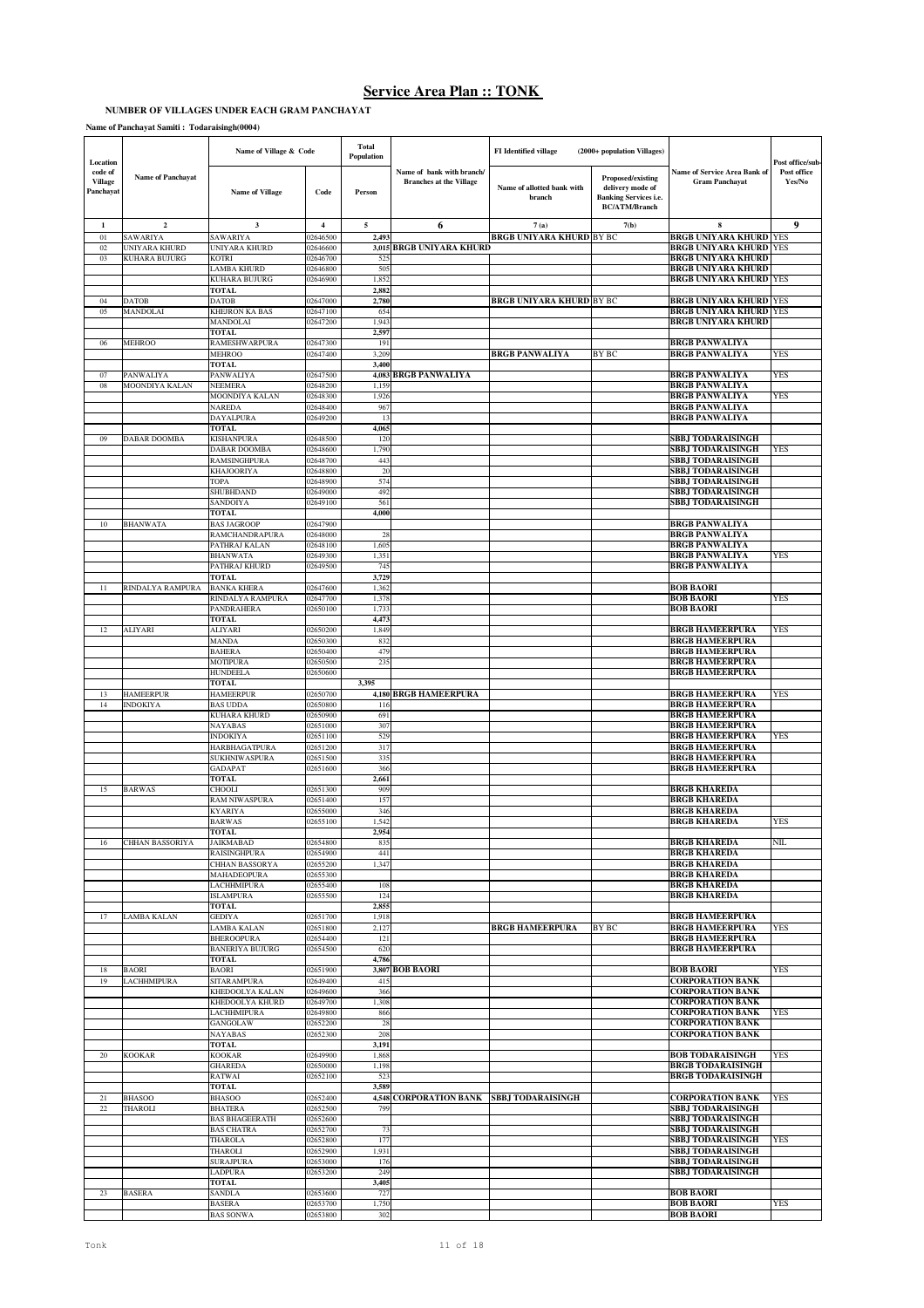# Service Area Plan :: TONK

**NUMBER OF VILLAGES UNDER EACH GRAM PANCHAYAT**

**Name of Panchayat Samiti : Todaraisingh(0004)**

| Location code of Village Panchayat | Name of Panchayat | Name of Village & Code | | Total Population | Name of bank with branch/ Branches at the Village | FI Identified village (2000+ population Villages) | | Name of Service Area Bank of Gram Panchayat | Post office/sub-Post office Yes/No |
|---|---|---|---|---|---|---|---|---|---|
| | | Name of Village | Code | Person | | Name of allotted bank with branch | Proposed/existing delivery mode of Banking Services i.e. BC/ATM/Branch | | |
| 1 | 2 | 3 | 4 | 5 | 6 | 7(a) | 7(b) | 8 | 9 |
| 01 | SAWARIYA | SAWARIYA | 02646500 | 2,493 | | BRGB UNIYARA KHURD | BY BC | BRGB UNIYARA KHURD | YES |
| 02 | UNIYARA KHURD | UNIYARA KHURD | 02646600 | 3,015 | BRGB UNIYARA KHURD | | | BRGB UNIYARA KHURD | YES |
| 03 | KUHARA BUJURG | KOTRI | 02646700 | 525 | | | | BRGB UNIYARA KHURD | |
| | | LAMBA KHURD | 02646800 | 505 | | | | BRGB UNIYARA KHURD | |
| | | KUHARA BUJURG | 02646900 | 1,852 | | | | BRGB UNIYARA KHURD | YES |
| | | TOTAL | | 2,882 | | | | | |
| 04 | DATOB | DATOB | 02647000 | 2,780 | | BRGB UNIYARA KHURD | BY BC | BRGB UNIYARA KHURD | YES |
| 05 | MANDOLAI | KHEJRON KA BAS | 02647100 | 654 | | | | BRGB UNIYARA KHURD | YES |
| | | MANDOLAI | 02647200 | 1,943 | | | | BRGB UNIYARA KHURD | |
| | | TOTAL | | 2,597 | | | | | |
| 06 | MEHROO | RAMESHWARPURA | 02647300 | 191 | | | | BRGB PANWALIYA | |
| | | MEHROO | 02647400 | 3,209 | | BRGB PANWALIYA | BY BC | BRGB PANWALIYA | YES |
| | | TOTAL | | 3,400 | | | | | |
| 07 | PANWALIYA | PANWALIYA | 02647500 | 4,083 | BRGB PANWALIYA | | | BRGB PANWALIYA | YES |
| 08 | MOONDIYA KALAN | NEEMERA | 02648200 | 1,159 | | | | BRGB PANWALIYA | |
| | | MOONDIYA KALAN | 02648300 | 1,926 | | | | BRGB PANWALIYA | YES |
| | | NAREDA | 02648400 | 967 | | | | BRGB PANWALIYA | |
| | | DAYALPURA | 02649200 | 13 | | | | BRGB PANWALIYA | |
| | | TOTAL | | 4,065 | | | | | |
| 09 | DABAR DOOMBA | KISHANPURA | 02648500 | 120 | | | | SBBJ TODARAISINGH | |
| | | DABAR DOOMBA | 02648600 | 1,790 | | | | SBBJ TODARAISINGH | YES |
| | | RAMSINGHPURA | 02648700 | 443 | | | | SBBJ TODARAISINGH | |
| | | KHAJOORIYA | 02648800 | 20 | | | | SBBJ TODARAISINGH | |
| | | TOPA | 02648900 | 574 | | | | SBBJ TODARAISINGH | |
| | | SHUBHDAND | 02649000 | 492 | | | | SBBJ TODARAISINGH | |
| | | SANDOIYA | 02649100 | 561 | | | | SBBJ TODARAISINGH | |
| | | TOTAL | | 4,000 | | | | | |
| 10 | BHANWATA | BAS JAGROOP | 02647900 | | | | | BRGB PANWALIYA | |
| | | RAMCHANDRAPURA | 02648000 | 28 | | | | BRGB PANWALIYA | |
| | | PATHRAJ KALAN | 02648100 | 1,605 | | | | BRGB PANWALIYA | |
| | | BHANWATA | 02649300 | 1,351 | | | | BRGB PANWALIYA | YES |
| | | PATHRAJ KHURD | 02649500 | 745 | | | | BRGB PANWALIYA | |
| | | TOTAL | | 3,729 | | | | | |
| 11 | RINDALYA RAMPURA | BANKA KHERA | 02647600 | 1,362 | | | | BOB BAORI | |
| | | RINDALYA RAMPURA | 02647700 | 1,378 | | | | BOB BAORI | YES |
| | | PANDRAHERA | 02650100 | 1,733 | | | | BOB BAORI | |
| | | TOTAL | | 4,473 | | | | | |
| 12 | ALIYARI | ALIYARI | 02650200 | 1,849 | | | | BRGB HAMEERPURA | YES |
| | | MANDA | 02650300 | 832 | | | | BRGB HAMEERPURA | |
| | | BAHERA | 02650400 | 479 | | | | BRGB HAMEERPURA | |
| | | MOTIPURA | 02650500 | 235 | | | | BRGB HAMEERPURA | |
| | | HUNDEELA | 02650600 | | | | | BRGB HAMEERPURA | |
| | | TOTAL | | 3,395 | | | | | |
| 13 | HAMEERPUR | HAMEERPUR | 02650700 | 4,180 | BRGB HAMEERPURA | | | BRGB HAMEERPURA | YES |
| 14 | INDOKIYA | BAS UDDA | 02650800 | 116 | | | | BRGB HAMEERPURA | |
| | | KUHARA KHURD | 02650900 | 691 | | | | BRGB HAMEERPURA | |
| | | NAYABAS | 02651000 | 307 | | | | BRGB HAMEERPURA | |
| | | INDOKIYA | 02651100 | 529 | | | | BRGB HAMEERPURA | YES |
| | | HARBHAGATPURA | 02651200 | 317 | | | | BRGB HAMEERPURA | |
| | | SUKHNIWASPURA | 02651500 | 335 | | | | BRGB HAMEERPURA | |
| | | GADAPAT | 02651600 | 366 | | | | BRGB HAMEERPURA | |
| | | TOTAL | | 2,661 | | | | | |
| 15 | BARWAS | CHOOLI | 02651300 | 909 | | | | BRGB KHAREDA | |
| | | RAM NIWASPURA | 02651400 | 157 | | | | BRGB KHAREDA | |
| | | KYARIYA | 02655000 | 346 | | | | BRGB KHAREDA | |
| | | BARWAS | 02655100 | 1,542 | | | | BRGB KHAREDA | YES |
| | | TOTAL | | 2,954 | | | | | |
| 16 | CHHAN BASSORIYA | JAIKMABAD | 02654800 | 835 | | | | BRGB KHAREDA | NIL |
| | | RAISINGHPURA | 02654900 | 441 | | | | BRGB KHAREDA | |
| | | CHHAN BASSORYA | 02655200 | 1,347 | | | | BRGB KHAREDA | |
| | | MAHADEOPURA | 02655300 | | | | | BRGB KHAREDA | |
| | | LACHHMIPURA | 02655400 | 108 | | | | BRGB KHAREDA | |
| | | ISLAMPURA | 02655500 | 124 | | | | BRGB KHAREDA | |
| | | TOTAL | | 2,855 | | | | | |
| 17 | LAMBA KALAN | GEDIYA | 02651700 | 1,918 | | | | BRGB HAMEERPURA | |
| | | LAMBA KALAN | 02651800 | 2,127 | | BRGB HAMEERPURA | BY BC | BRGB HAMEERPURA | YES |
| | | BHEROOPURA | 02654400 | 121 | | | | BRGB HAMEERPURA | |
| | | BANERIYA BUJURG | 02654500 | 620 | | | | BRGB HAMEERPURA | |
| | | TOTAL | | 4,786 | | | | | |
| 18 | BAORI | BAORI | 02651900 | 3,807 | BOB BAORI | | | BOB BAORI | YES |
| 19 | LACHHMIPURA | SITARAMPURA | 02649400 | 415 | | | | CORPORATION BANK | |
| | | KHEDOOLYA KALAN | 02649600 | 366 | | | | CORPORATION BANK | |
| | | KHEDOOLYA KHURD | 02649700 | 1,308 | | | | CORPORATION BANK | |
| | | LACHHMIPURA | 02649800 | 866 | | | | CORPORATION BANK | YES |
| | | GANGOLAW | 02652200 | 28 | | | | CORPORATION BANK | |
| | | NAYABAS | 02652300 | 208 | | | | CORPORATION BANK | |
| | | TOTAL | | 3,191 | | | | | |
| 20 | KOOKAR | KOOKAR | 02649900 | 1,868 | | | | BOB TODARAISINGH | YES |
| | | GHAREDA | 02650000 | 1,198 | | | | BRGB TODARAISINGH | |
| | | RATWAI | 02652100 | 523 | | | | BRGB TODARAISINGH | |
| | | TOTAL | | 3,589 | | | | | |
| 21 | BHASOO | BHASOO | 02652400 | 4,548 | CORPORATION BANK | SBBJ TODARAISINGH | | CORPORATION BANK | YES |
| 22 | THAROLI | BHATERA | 02652500 | 799 | | | | SBBJ TODARAISINGH | |
| | | BAS BHAGEERATH | 02652600 | | | | | SBBJ TODARAISINGH | |
| | | BAS CHATRA | 02652700 | 73 | | | | SBBJ TODARAISINGH | |
| | | THAROLA | 02652800 | 177 | | | | SBBJ TODARAISINGH | YES |
| | | THAROLI | 02652900 | 1,931 | | | | SBBJ TODARAISINGH | |
| | | SURAJPURA | 02653000 | 176 | | | | SBBJ TODARAISINGH | |
| | | LADPURA | 02653200 | 249 | | | | SBBJ TODARAISINGH | |
| | | TOTAL | | 3,405 | | | | | |
| 23 | BASERA | SANDLA | 02653600 | 727 | | | | BOB BAORI | |
| | | BASERA | 02653700 | 1,750 | | | | BOB BAORI | YES |
| | | BAS SONWA | 02653800 | 302 | | | | BOB BAORI | |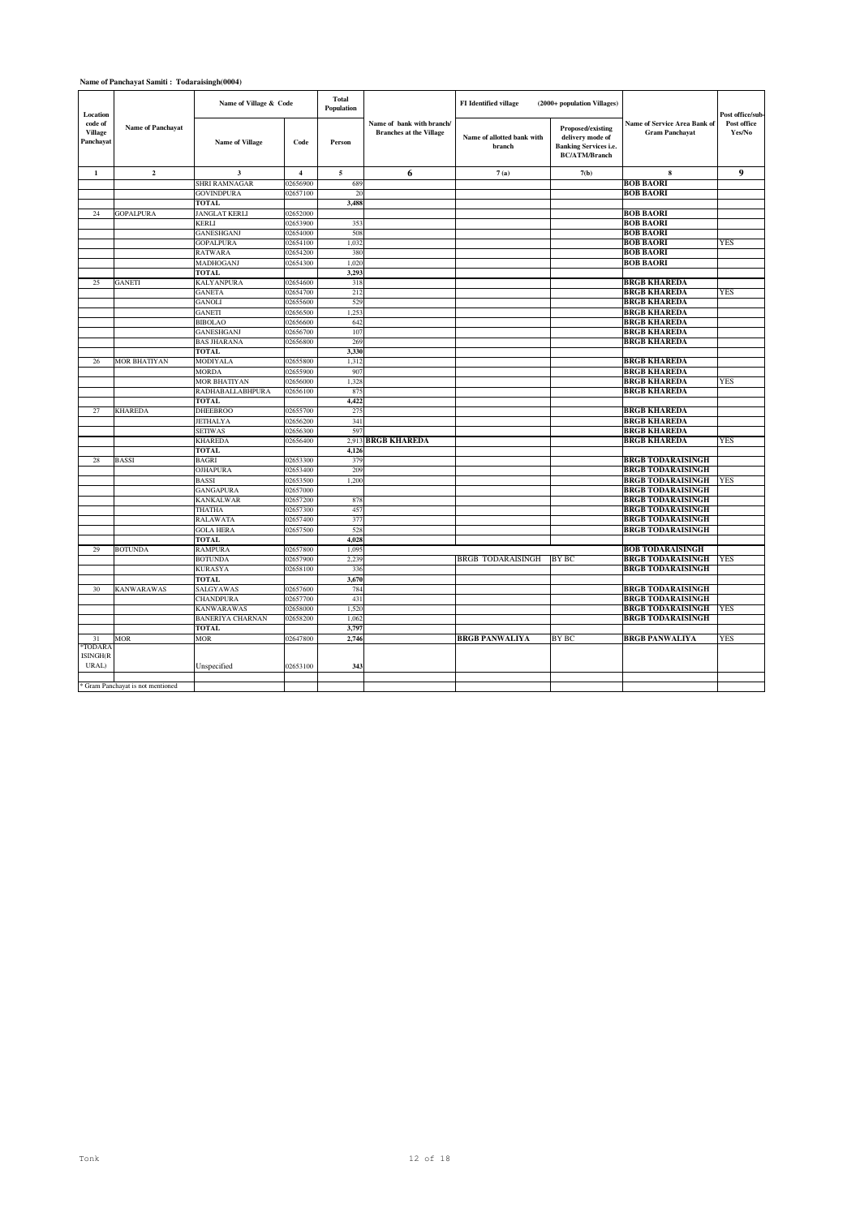**Name of Panchayat Samiti : Todaraisingh(0004)**

| Location code of Village Panchayat | Name of Panchayat | Name of Village & Code | | Total Population | Name of bank with branch/ Branches at the Village | FI Identified village (2000+ population Villages) | | Name of Service Area Bank of Gram Panchayat | Post office/sub-Post office Yes/No |
|---|---|---|---|---|---|---|---|---|---|
| | | Name of Village | Code | Person | | Name of allotted bank with branch | Proposed/existing delivery mode of Banking Services i.e. BC/ATM/Branch | | |
| 1 | 2 | 3 | 4 | 5 | 6 | 7 (a) | 7(b) | 8 | 9 |
| | | SHRI RAMNAGAR | 02656900 | 689 | | | | BOB BAORI | |
| | | GOVINDPURA | 02657100 | 20 | | | | BOB BAORI | |
| | | TOTAL | | 3,488 | | | | | |
| 24 | GOPALPURA | JANGLAT KERLI | 02652000 | | | | | BOB BAORI | |
| | | KERLI | 02653900 | 353 | | | | BOB BAORI | |
| | | GANESHGANJ | 02654000 | 508 | | | | BOB BAORI | |
| | | GOPALPURA | 02654100 | 1,032 | | | | BOB BAORI | YES |
| | | RATWARA | 02654200 | 380 | | | | BOB BAORI | |
| | | MADHOGANJ | 02654300 | 1,020 | | | | BOB BAORI | |
| | | TOTAL | | 3,293 | | | | | |
| 25 | GANETI | KALYANPURA | 02654600 | 318 | | | | BRGB KHAREDA | |
| | | GANETA | 02654700 | 212 | | | | BRGB KHAREDA | YES |
| | | GANOLI | 02655600 | 529 | | | | BRGB KHAREDA | |
| | | GANETI | 02656500 | 1,253 | | | | BRGB KHAREDA | |
| | | BIBOLAO | 02656600 | 642 | | | | BRGB KHAREDA | |
| | | GANESHGANJ | 02656700 | 107 | | | | BRGB KHAREDA | |
| | | BAS JHARANA | 02656800 | 269 | | | | BRGB KHAREDA | |
| | | TOTAL | | 3,330 | | | | | |
| 26 | MOR BHATIYAN | MODIYALA | 02655800 | 1,312 | | | | BRGB KHAREDA | |
| | | MORDA | 02655900 | 907 | | | | BRGB KHAREDA | |
| | | MOR BHATIYAN | 02656000 | 1,328 | | | | BRGB KHAREDA | YES |
| | | RADHABALLABHPURA | 02656100 | 875 | | | | BRGB KHAREDA | |
| | | TOTAL | | 4,422 | | | | | |
| 27 | KHAREDA | DHEEBROO | 02655700 | 275 | | | | BRGB KHAREDA | |
| | | JETHALYA | 02656200 | 341 | | | | BRGB KHAREDA | |
| | | SETIWAS | 02656300 | 597 | | | | BRGB KHAREDA | |
| | | KHAREDA | 02656400 | 2,913 | BRGB KHAREDA | | | BRGB KHAREDA | YES |
| | | TOTAL | | 4,126 | | | | | |
| 28 | BASSI | BAGRI | 02653300 | 379 | | | | BRGB TODARAISINGH | |
| | | OJHAPURA | 02653400 | 209 | | | | BRGB TODARAISINGH | |
| | | BASSI | 02653500 | 1,200 | | | | BRGB TODARAISINGH | YES |
| | | GANGAPURA | 02657000 | | | | | BRGB TODARAISINGH | |
| | | KANKALWAR | 02657200 | 878 | | | | BRGB TODARAISINGH | |
| | | THATHA | 02657300 | 457 | | | | BRGB TODARAISINGH | |
| | | RALAWATA | 02657400 | 377 | | | | BRGB TODARAISINGH | |
| | | GOLA HERA | 02657500 | 528 | | | | BRGB TODARAISINGH | |
| | | TOTAL | | 4,028 | | | | | |
| 29 | BOTUNDA | RAMPURA | 02657800 | 1,095 | | | | BOB TODARAISINGH | |
| | | BOTUNDA | 02657900 | 2,239 | | BRGB TODARAISINGH | BY BC | BRGB TODARAISINGH | YES |
| | | KURASYA | 02658100 | 336 | | | | BRGB TODARAISINGH | |
| | | TOTAL | | 3,670 | | | | | |
| 30 | KANWARAWAS | SALGYAWAS | 02657600 | 784 | | | | BRGB TODARAISINGH | |
| | | CHANDPURA | 02657700 | 431 | | | | BRGB TODARAISINGH | |
| | | KANWARAWAS | 02658000 | 1,520 | | | | BRGB TODARAISINGH | YES |
| | | BANERIYA CHARNAN | 02658200 | 1,062 | | | | BRGB TODARAISINGH | |
| | | TOTAL | | 3,797 | | | | | |
| 31 | MOR | MOR | 02647800 | 2,746 | | BRGB PANWALIYA | BY BC | BRGB PANWALIYA | YES |
| *TODARAISINGH(RURAL) | | Unspecified | 02653100 | 343 | | | | | |

* Gram Panchayat is not mentioned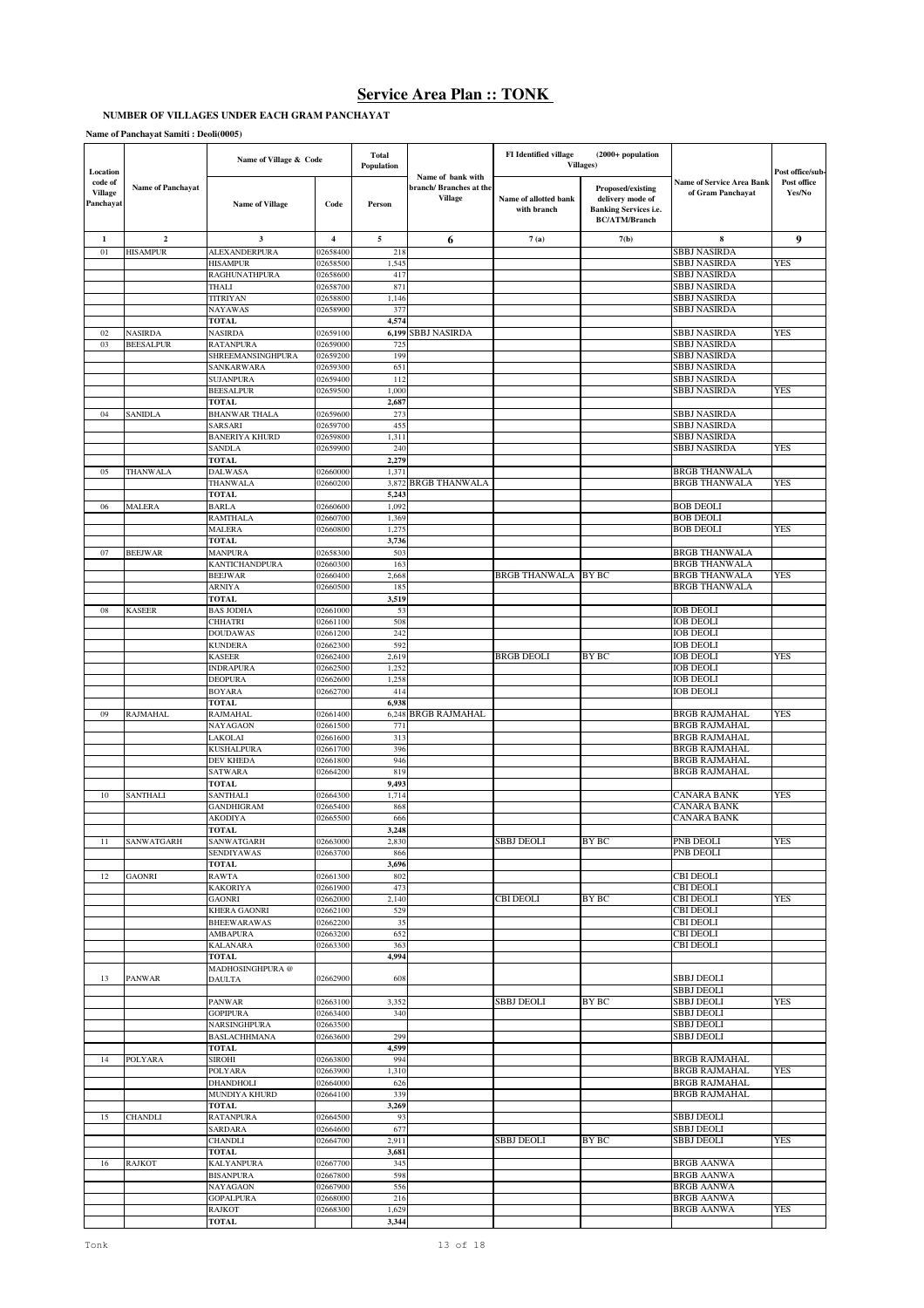# Service Area Plan :: TONK

**NUMBER OF VILLAGES UNDER EACH GRAM PANCHAYAT**

**Name of Panchayat Samiti : Deoli(0005)**

| Location code of Village Panchayat | Name of Panchayat | Name of Village & Code | | Total Population | Name of bank with branch/ Branches at the Village | FI Identified village (2000+ population Villages) | | Name of Service Area Bank of Gram Panchayat | Post office/sub-Post office Yes/No |
|---|---|---|---|---|---|---|---|---|---|
| | | Name of Village | Code | Person | | Name of allotted bank with branch | Proposed/existing delivery mode of Banking Services i.e. BC/ATM/Branch | | |
| 1 | 2 | 3 | 4 | 5 | 6 | 7 (a) | 7(b) | 8 | 9 |
| 01 | HISAMPUR | ALEXANDERPURA | 02658400 | 218 | | | | SBBJ NASIRDA | |
| | | HISAMPUR | 02658500 | 1,545 | | | | SBBJ NASIRDA | YES |
| | | RAGHUNATHPURA | 02658600 | 417 | | | | SBBJ NASIRDA | |
| | | THALI | 02658700 | 871 | | | | SBBJ NASIRDA | |
| | | TITRIYAN | 02658800 | 1,146 | | | | SBBJ NASIRDA | |
| | | NAYAWAS | 02658900 | 377 | | | | SBBJ NASIRDA | |
| | | TOTAL | | 4,574 | | | | | |
| 02 | NASIRDA | NASIRDA | 02659100 | 6,199 | SBBJ NASIRDA | | | SBBJ NASIRDA | YES |
| 03 | BEESALPUR | RATANPURA | 02659000 | 725 | | | | SBBJ NASIRDA | |
| | | SHREEMANSINGHPURA | 02659200 | 199 | | | | SBBJ NASIRDA | |
| | | SANKARWARA | 02659300 | 651 | | | | SBBJ NASIRDA | |
| | | SUJANPURA | 02659400 | 112 | | | | SBBJ NASIRDA | |
| | | BEESALPUR | 02659500 | 1,000 | | | | SBBJ NASIRDA | YES |
| | | TOTAL | | 2,687 | | | | | |
| 04 | SANIDLA | BHANWAR THALA | 02659600 | 273 | | | | SBBJ NASIRDA | |
| | | SARSARI | 02659700 | 455 | | | | SBBJ NASIRDA | |
| | | BANERIYA KHURD | 02659800 | 1,311 | | | | SBBJ NASIRDA | |
| | | SANDLA | 02659900 | 240 | | | | SBBJ NASIRDA | YES |
| | | TOTAL | | 2,279 | | | | | |
| 05 | THANWALA | DALWASA | 02660000 | 1,371 | | | | BRGB THANWALA | |
| | | THANWALA | 02660200 | 3,872 | BRGB THANWALA | | | BRGB THANWALA | YES |
| | | TOTAL | | 5,243 | | | | | |
| 06 | MALERA | BARLA | 02660600 | 1,092 | | | | BOB DEOLI | |
| | | RAMTHALA | 02660700 | 1,369 | | | | BOB DEOLI | |
| | | MALERA | 02660800 | 1,275 | | | | BOB DEOLI | YES |
| | | TOTAL | | 3,736 | | | | | |
| 07 | BEEJWAR | MANPURA | 02658300 | 503 | | | | BRGB THANWALA | |
| | | KANTICHANDPURA | 02660300 | 163 | | | | BRGB THANWALA | |
| | | BEEJWAR | 02660400 | 2,668 | | BRGB THANWALA | BY BC | BRGB THANWALA | YES |
| | | ARNIYA | 02660500 | 185 | | | | BRGB THANWALA | |
| | | TOTAL | | 3,519 | | | | | |
| 08 | KASEER | BAS JODHA | 02661000 | 53 | | | | IOB DEOLI | |
| | | CHHATRI | 02661100 | 508 | | | | IOB DEOLI | |
| | | DOUDAWAS | 02661200 | 242 | | | | IOB DEOLI | |
| | | KUNDERA | 02662300 | 592 | | | | IOB DEOLI | |
| | | KASEER | 02662400 | 2,619 | | BRGB DEOLI | BY BC | IOB DEOLI | YES |
| | | INDRAPURA | 02662500 | 1,252 | | | | IOB DEOLI | |
| | | DEOPURA | 02662600 | 1,258 | | | | IOB DEOLI | |
| | | BOYARA | 02662700 | 414 | | | | IOB DEOLI | |
| | | TOTAL | | 6,938 | | | | | |
| 09 | RAJMAHAL | RAJMAHAL | 02661400 | 6,248 | BRGB RAJMAHAL | | | BRGB RAJMAHAL | YES |
| | | NAYAGAON | 02661500 | 771 | | | | BRGB RAJMAHAL | |
| | | LAKOLAI | 02661600 | 313 | | | | BRGB RAJMAHAL | |
| | | KUSHALPURA | 02661700 | 396 | | | | BRGB RAJMAHAL | |
| | | DEV KHEDA | 02661800 | 946 | | | | BRGB RAJMAHAL | |
| | | SATWARA | 02664200 | 819 | | | | BRGB RAJMAHAL | |
| | | TOTAL | | 9,493 | | | | | |
| 10 | SANTHALI | SANTHALI | 02664300 | 1,714 | | | | CANARA BANK | YES |
| | | GANDHIGRAM | 02665400 | 868 | | | | CANARA BANK | |
| | | AKODIYA | 02665500 | 666 | | | | CANARA BANK | |
| | | TOTAL | | 3,248 | | | | | |
| 11 | SANWATGARH | SANWATGARH | 02663000 | 2,830 | | SBBJ DEOLI | BY BC | PNB DEOLI | YES |
| | | SENDIYAWAS | 02663700 | 866 | | | | PNB DEOLI | |
| | | TOTAL | | 3,696 | | | | | |
| 12 | GAONRI | RAWTA | 02661300 | 802 | | | | CBI DEOLI | |
| | | KAKORIYA | 02661900 | 473 | | | | CBI DEOLI | |
| | | GAONRI | 02662000 | 2,140 | | CBI DEOLI | BY BC | CBI DEOLI | YES |
| | | KHERA GAONRI | 02662100 | 529 | | | | CBI DEOLI | |
| | | BHEEWARAWAS | 02662200 | 35 | | | | CBI DEOLI | |
| | | AMBAPURA | 02663200 | 652 | | | | CBI DEOLI | |
| | | KALANARA | 02663300 | 363 | | | | CBI DEOLI | |
| | | TOTAL | | 4,994 | | | | | |
| 13 | PANWAR | MADHOSINGHPURA @ DAULTA | 02662900 | 608 | | | | SBBJ DEOLI | |
| | | | | | | | | SBBJ DEOLI | |
| | | PANWAR | 02663100 | 3,352 | | SBBJ DEOLI | BY BC | SBBJ DEOLI | YES |
| | | GOPIPURA | 02663400 | 340 | | | | SBBJ DEOLI | |
| | | NARSINGHPURA | 02663500 | | | | | SBBJ DEOLI | |
| | | BASLACHHMANA | 02663600 | 299 | | | | SBBJ DEOLI | |
| | | TOTAL | | 4,599 | | | | | |
| 14 | POLYARA | SIROHI | 02663800 | 994 | | | | BRGB RAJMAHAL | |
| | | POLYARA | 02663900 | 1,310 | | | | BRGB RAJMAHAL | YES |
| | | DHANDHOLI | 02664000 | 626 | | | | BRGB RAJMAHAL | |
| | | MUNDIYA KHURD | 02664100 | 339 | | | | BRGB RAJMAHAL | |
| | | TOTAL | | 3,269 | | | | | |
| 15 | CHANDLI | RATANPURA | 02664500 | 93 | | | | SBBJ DEOLI | |
| | | SARDARA | 02664600 | 677 | | | | SBBJ DEOLI | |
| | | CHANDLI | 02664700 | 2,911 | | SBBJ DEOLI | BY BC | SBBJ DEOLI | YES |
| | | TOTAL | | 3,681 | | | | | |
| 16 | RAJKOT | KALYANPURA | 02667700 | 345 | | | | BRGB AANWA | |
| | | BISANPURA | 02667800 | 598 | | | | BRGB AANWA | |
| | | NAYAGAON | 02667900 | 556 | | | | BRGB AANWA | |
| | | GOPALPURA | 02668000 | 216 | | | | BRGB AANWA | |
| | | RAJKOT | 02668300 | 1,629 | | | | BRGB AANWA | YES |
| | | TOTAL | | 3,344 | | | | | |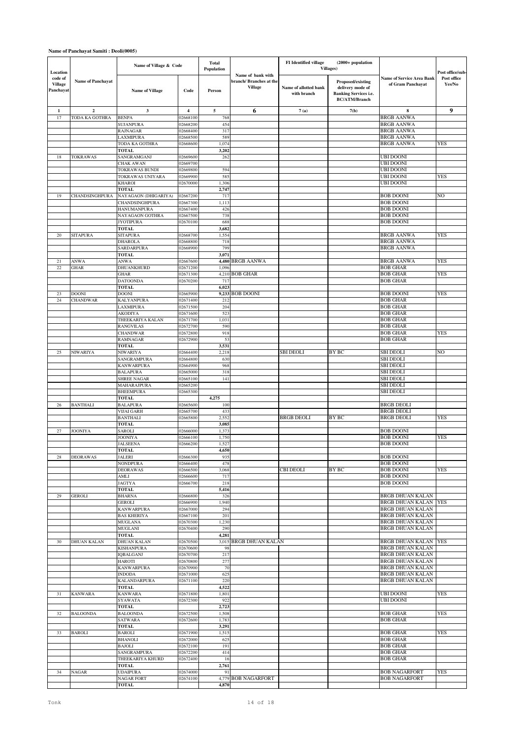**Name of Panchayat Samiti : Deoli(0005)**

| Location code of Village Panchayat | Name of Panchayat | Name of Village & Code | | Total Population | Name of bank with branch/ Branches at the Village | FI Identified village (2000+ population Villages) | | Name of Service Area Bank of Gram Panchayat | Post office/sub-Post office Yes/No |
|---|---|---|---|---|---|---|---|---|---|
| | | Name of Village | Code | Person | | Name of allotted bank with branch | Proposed/existing delivery mode of Banking Services i.e. BC/ATM/Branch | | |
| 1 | 2 | 3 | 4 | 5 | 6 | 7 (a) | 7(b) | 8 | 9 |
| 17 | TODA KA GOTHRA | BENPA | 02668100 | 768 | | | | BRGB AANWA | |
| | | SUJANPURA | 02668200 | 454 | | | | BRGB AANWA | |
| | | RAJNAGAR | 02668400 | 317 | | | | BRGB AANWA | |
| | | LAXMIPURA | 02668500 | 589 | | | | BRGB AANWA | |
| | | TODA KA GOTHRA | 02668600 | 1,074 | | | | BRGB AANWA | YES |
| | | TOTAL | | 3,202 | | | | | |
| 18 | TOKRAWAS | SANGRAMGANJ | 02669600 | 262 | | | | UBI DOONI | |
| | | CHAK AWAN | 02669700 | | | | | UBI DOONI | |
| | | TOKRAWAS BUNDI | 02669800 | 594 | | | | UBI DOONI | |
| | | TOKRAWAS UNIYARA | 02669900 | 585 | | | | UBI DOONI | YES |
| | | KHAROI | 02670000 | 1,306 | | | | UBI DOONI | |
| | | TOTAL | | 2,747 | | | | | |
| 19 | CHANDSINGHPURA | NAYAGAON (DHIGARIYA) | 02667200 | 717 | | | | BOB DOONI | NO |
| | | CHANDSINGHPURA | 02667300 | 1,113 | | | | BOB DOONI | |
| | | HANUMANPURA | 02667400 | 426 | | | | BOB DOONI | |
| | | NAYAGAON GOTHRA | 02667500 | 738 | | | | BOB DOONI | |
| | | JYOTIPURA | 02670100 | 688 | | | | BOB DOONI | |
| | | TOTAL | | 3,682 | | | | | |
| 20 | SITAPURA | SITAPURA | 02668700 | 1,554 | | | | BRGB AANWA | YES |
| | | DHAROLA | 02668800 | 718 | | | | BRGB AANWA | |
| | | SARDARPURA | 02668900 | 799 | | | | BRGB AANWA | |
| | | TOTAL | | 3,071 | | | | | |
| 21 | ANWA | ANWA | 02667600 | 4,480 | BRGB AANWA | | | BRGB AANWA | YES |
| 22 | GHAR | DHUANKHURD | 02671200 | 1,096 | | | | BOB GHAR | |
| | | GHAR | 02671300 | 4,210 | BOB GHAR | | | BOB GHAR | YES |
| | | DATOONDA | 02670200 | 717 | | | | BOB GHAR | |
| | | TOTAL | | 6,023 | | | | | |
| 23 | DOONI | DOONI | 02665900 | 9,233 | BOB DOONI | | | BOB DOONI | YES |
| 24 | CHANDWAR | KALYANPURA | 02671400 | 212 | | | | BOB GHAR | |
| | | LAXMIPURA | 02671500 | 204 | | | | BOB GHAR | |
| | | AKODIYA | 02671600 | 523 | | | | BOB GHAR | |
| | | THEEKARIYA KALAN | 02671700 | 1,031 | | | | BOB GHAR | |
| | | RANGVILAS | 02672700 | 590 | | | | BOB GHAR | |
| | | CHANDWAR | 02672800 | 918 | | | | BOB GHAR | YES |
| | | RAMNAGAR | 02672900 | 53 | | | | BOB GHAR | |
| | | TOTAL | | 3,531 | | | | | |
| 25 | NIWARIYA | NIWARIYA | 02664400 | 2,218 | | SBI DEOLI | BY BC | SBI DEOLI | NO |
| | | SANGRAMPURA | 02664800 | 630 | | | | SBI DEOLI | |
| | | KANWARPURA | 02664900 | 968 | | | | SBI DEOLI | |
| | | BALAPURA | 02665000 | 318 | | | | SBI DEOLI | |
| | | SHREE NAGAR | 02665100 | 141 | | | | SBI DEOLI | |
| | | MAHARAJPURA | 02665200 | | | | | SBI DEOLI | |
| | | BHEEMPURA | 02665300 | | | | | SBI DEOLI | |
| | | TOTAL | | 4,275 | | | | | |
| 26 | BANTHALI | BALAPURA | 02665600 | 100 | | | | BRGB DEOLI | |
| | | VIJAI GARH | 02665700 | 433 | | | | BRGB DEOLI | |
| | | BANTHALI | 02665800 | 2,552 | | BRGB DEOLI | BY BC | BRGB DEOLI | YES |
| | | TOTAL | | 3,085 | | | | | |
| 27 | JOONIYA | SAROLI | 02666000 | 1,373 | | | | BOB DOONI | |
| | | JOONIYA | 02666100 | 1,750 | | | | BOB DOONI | YES |
| | | JALSEENA | 02666200 | 1,527 | | | | BOB DOONI | |
| | | TOTAL | | 4,650 | | | | | |
| 28 | DEORAWAS | JALERI | 02666300 | 935 | | | | BOB DOONI | |
| | | NONDPURA | 02666400 | 478 | | | | BOB DOONI | |
| | | DEORAWAS | 02666500 | 3,068 | | CBI DEOLI | BY BC | BOB DOONI | YES |
| | | AMLI | 02666600 | 717 | | | | BOB DOONI | |
| | | JAGTYA | 02666700 | 218 | | | | BOB DOONI | |
| | | TOTAL | | 5,416 | | | | | |
| 29 | GEROLI | BHARNA | 02666800 | 326 | | | | BRGB DHUAN KALAN | |
| | | GEROLI | 02666900 | 1,940 | | | | BRGB DHUAN KALAN | YES |
| | | KANWARPURA | 02667000 | 294 | | | | BRGB DHUAN KALAN | |
| | | BAS KHERIYA | 02667100 | 201 | | | | BRGB DHUAN KALAN | |
| | | MUGLANA | 02670300 | 1,230 | | | | BRGB DHUAN KALAN | |
| | | MUGLANI | 02670400 | 290 | | | | BRGB DHUAN KALAN | |
| | | TOTAL | | 4,281 | | | | | |
| 30 | DHUAN KALAN | DHUAN KALAN | 02670500 | 3,015 | BRGB DHUAN KALAN | | | BRGB DHUAN KALAN | YES |
| | | KISHANPURA | 02670600 | 98 | | | | BRGB DHUAN KALAN | |
| | | IQBALGANJ | 02670700 | 217 | | | | BRGB DHUAN KALAN | |
| | | HAROTI | 02670800 | 277 | | | | BRGB DHUAN KALAN | |
| | | KANWARPURA | 02670900 | 70 | | | | BRGB DHUAN KALAN | |
| | | INDODA | 02671000 | 625 | | | | BRGB DHUAN KALAN | |
| | | KALANDARPURA | 02671100 | 220 | | | | BRGB DHUAN KALAN | |
| | | TOTAL | | 4,522 | | | | | |
| 31 | KANWARA | KANWARA | 02671800 | 1,801 | | | | UBI DOONI | YES |
| | | SYAWATA | 02672300 | 922 | | | | UBI DOONI | |
| | | TOTAL | | 2,723 | | | | | |
| 32 | BALOONDA | BALOONDA | 02672500 | 1,508 | | | | BOB GHAR | YES |
| | | SATWARA | 02672600 | 1,783 | | | | BOB GHAR | |
| | | TOTAL | | 3,291 | | | | | |
| 33 | BAROLI | BAROLI | 02671900 | 1,515 | | | | BOB GHAR | YES |
| | | BHANOLI | 02672000 | 625 | | | | BOB GHAR | |
| | | BAJOLI | 02672100 | 191 | | | | BOB GHAR | |
| | | SANGRAMPURA | 02672200 | 414 | | | | BOB GHAR | |
| | | THEEKARIYA KHURD | 02672400 | 16 | | | | BOB GHAR | |
| | | TOTAL | | 2,761 | | | | | |
| 34 | NAGAR | UDAIPURA | 02674000 | 91 | | | | BOB NAGARFORT | YES |
| | | NAGAR FORT | 02674100 | 4,779 | BOB NAGARFORT | | | BOB NAGARFORT | |
| | | TOTAL | | 4,870 | | | | | |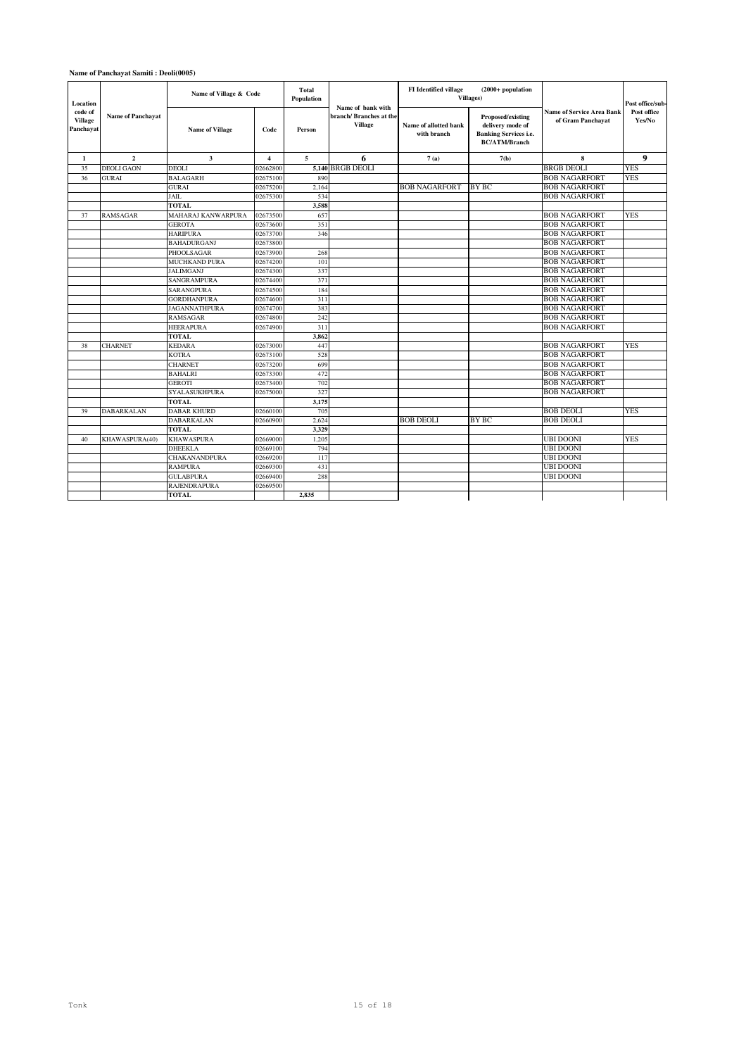**Name of Panchayat Samiti : Deoli(0005)**

| Location code of Village Panchayat | Name of Panchayat | Name of Village & Code | | Total Population | Name of bank with branch/ Branches at the Village | FI Identified village (2000+ population Villages) | | Name of Service Area Bank of Gram Panchayat | Post office/sub-Post office Yes/No |
|---|---|---|---|---|---|---|---|---|---|
| | | Name of Village | Code | Person | | Name of allotted bank with branch | Proposed/existing delivery mode of Banking Services i.e. BC/ATM/Branch | | |
| 1 | 2 | 3 | 4 | 5 | 6 | 7 (a) | 7(b) | 8 | 9 |
| 35 | DEOLI GAON | DEOLI | 02662800 | 5,140 | BRGB DEOLI | | | BRGB DEOLI | YES |
| 36 | GURAI | BALAGARH | 02675100 | 890 | | | | BOB NAGARFORT | YES |
| | | GURAI | 02675200 | 2,164 | | BOB NAGARFORT | BY BC | BOB NAGARFORT | |
| | | JAIL | 02675300 | 534 | | | | BOB NAGARFORT | |
| | | TOTAL | | 3,588 | | | | | |
| 37 | RAMSAGAR | MAHARAJ KANWARPURA | 02673500 | 657 | | | | BOB NAGARFORT | YES |
| | | GEROTA | 02673600 | 351 | | | | BOB NAGARFORT | |
| | | HARIPURA | 02673700 | 346 | | | | BOB NAGARFORT | |
| | | BAHADURGANJ | 02673800 | | | | | BOB NAGARFORT | |
| | | PHOOLSAGAR | 02673900 | 268 | | | | BOB NAGARFORT | |
| | | MUCHKAND PURA | 02674200 | 101 | | | | BOB NAGARFORT | |
| | | JALIMGANJ | 02674300 | 337 | | | | BOB NAGARFORT | |
| | | SANGRAMPURA | 02674400 | 371 | | | | BOB NAGARFORT | |
| | | SARANGPURA | 02674500 | 184 | | | | BOB NAGARFORT | |
| | | GORDHANPURA | 02674600 | 311 | | | | BOB NAGARFORT | |
| | | JAGANNATHPURA | 02674700 | 383 | | | | BOB NAGARFORT | |
| | | RAMSAGAR | 02674800 | 242 | | | | BOB NAGARFORT | |
| | | HEERAPURA | 02674900 | 311 | | | | BOB NAGARFORT | |
| | | TOTAL | | 3,862 | | | | | |
| 38 | CHARNET | KEDARA | 02673000 | 447 | | | | BOB NAGARFORT | YES |
| | | KOTRA | 02673100 | 528 | | | | BOB NAGARFORT | |
| | | CHARNET | 02673200 | 699 | | | | BOB NAGARFORT | |
| | | BAHALRI | 02673300 | 472 | | | | BOB NAGARFORT | |
| | | GEROTI | 02673400 | 702 | | | | BOB NAGARFORT | |
| | | SYALASUKHPURA | 02675000 | 327 | | | | BOB NAGARFORT | |
| | | TOTAL | | 3,175 | | | | | |
| 39 | DABARKALAN | DABAR KHURD | 02660100 | 705 | | | | BOB DEOLI | YES |
| | | DABARKALAN | 02660900 | 2,624 | | BOB DEOLI | BY BC | BOB DEOLI | |
| | | TOTAL | | 3,329 | | | | | |
| 40 | KHAWASPURA(40) | KHAWASPURA | 02669000 | 1,205 | | | | UBI DOONI | YES |
| | | DHEEKLA | 02669100 | 794 | | | | UBI DOONI | |
| | | CHAKANANDPURA | 02669200 | 117 | | | | UBI DOONI | |
| | | RAMPURA | 02669300 | 431 | | | | UBI DOONI | |
| | | GULABPURA | 02669400 | 288 | | | | UBI DOONI | |
| | | RAJENDRAPURA | 02669500 | | | | | | |
| | | TOTAL | | 2,835 | | | | | |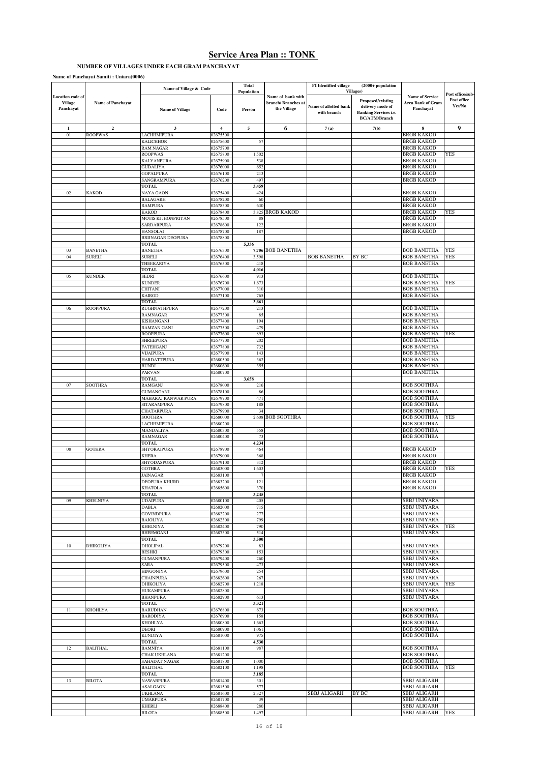# Service Area Plan :: TONK

**NUMBER OF VILLAGES UNDER EACH GRAM PANCHAYAT**

**Name of Panchayat Samiti : Uniara(0006)**

| Location code of Village Panchayat | Name of Panchayat | Name of Village & Code | | Total Population | Name of bank with branch/ Branches at the Village | FI Identified village (2000+ population Villages) | | Name of Service Area Bank of Gram Panchayat | Post office/sub-Post office Yes/No |
|---|---|---|---|---|---|---|---|---|---|
| | | Name of Village | Code | Person | | Name of allotted bank with branch | Proposed/existing delivery mode of Banking Services i.e. BC/ATM/Branch | | |
| 1 | 2 | 3 | 4 | 5 | 6 | 7 (a) | 7(b) | 8 | 9 |
| 01 | ROOPWAS | LACHHMIPURA | 02675500 | | | | | BRGB KAKOD | |
| | | KALICHHOR | 02675600 | 57 | | | | BRGB KAKOD | |
| | | RAM NAGAR | 02675700 | | | | | BRGB KAKOD | |
| | | ROOPWAS | 02675800 | 1,502 | | | | BRGB KAKOD | YES |
| | | KALYANPURA | 02675900 | 538 | | | | BRGB KAKOD | |
| | | GUDALIYA | 02676000 | 652 | | | | BRGB KAKOD | |
| | | GOPALPURA | 02676100 | 213 | | | | BRGB KAKOD | |
| | | SANGRAMPURA | 02676200 | 497 | | | | BRGB KAKOD | |
| | | **TOTAL** | | **3,459** | | | | | |
| 02 | KAKOD | NAYA GAON | 02675400 | 424 | | | | BRGB KAKOD | |
| | | BALAGARH | 02678200 | 60 | | | | BRGB KAKOD | |
| | | RAMPURA | 02678300 | 630 | | | | BRGB KAKOD | |
| | | KAKOD | 02678400 | 3,825 | BRGB KAKOD | | | BRGB KAKOD | YES |
| | | MOTIS KI JHONPRIYAN | 02678500 | 88 | | | | BRGB KAKOD | |
| | | SARDARPURA | 02678600 | 122 | | | | BRGB KAKOD | |
| | | HANSOLAI | 02678700 | 187 | | | | BRGB KAKOD | |
| | | BRIJNAGAR DEOPURA | 02678800 | | | | | | |
| | | **TOTAL** | | **5,336** | | | | | |
| 03 | BANETHA | BANETHA | 02676300 | 7,706 | BOB BANETHA | | | BOB BANETHA | YES |
| 04 | SURELI | SURELI | 02676400 | 3,598 | | BOB BANETHA | BY BC | BOB BANETHA | YES |
| | | THEEKARIYA | 02676500 | 418 | | | | BOB BANETHA | |
| | | **TOTAL** | | **4,016** | | | | | |
| 05 | KUNDER | SEDRI | 02676600 | 913 | | | | BOB BANETHA | |
| | | KUNDER | 02676700 | 1,673 | | | | BOB BANETHA | YES |
| | | CHITANI | 02677000 | 310 | | | | BOB BANETHA | |
| | | KAIROD | 02677100 | 765 | | | | BOB BANETHA | |
| | | **TOTAL** | | **3,661** | | | | | |
| 06 | ROOPPURA | RUGHNATHPURA | 02677200 | 213 | | | | BOB BANETHA | |
| | | RAMNAGAR | 02677300 | 85 | | | | BOB BANETHA | |
| | | KISHANGANJ | 02677400 | 194 | | | | BOB BANETHA | |
| | | RAMZAN GANJ | 02677500 | 479 | | | | BOB BANETHA | |
| | | ROOPPURA | 02677600 | 893 | | | | BOB BANETHA | YES |
| | | SHREEPURA | 02677700 | 202 | | | | BOB BANETHA | |
| | | FATEHGANJ | 02677800 | 732 | | | | BOB BANETHA | |
| | | VIJAIPURA | 02677900 | 143 | | | | BOB BANETHA | |
| | | HARDATTPURA | 02680500 | 362 | | | | BOB BANETHA | |
| | | BUNDI | 02680600 | 355 | | | | BOB BANETHA | |
| | | PARVAN | 02680700 | | | | | BOB BANETHA | |
| | | **TOTAL** | | **3,658** | | | | | |
| 07 | SOOTHRA | RAMGANJ | 02678000 | 216 | | | | BOB SOOTHRA | |
| | | GUMANGANJ | 02678100 | 86 | | | | BOB SOOTHRA | |
| | | MAHARAJ KANWAR PURA | 02679700 | 471 | | | | BOB SOOTHRA | |
| | | SITARAMPURA | 02679800 | 188 | | | | BOB SOOTHRA | |
| | | CHATARPURA | 02679900 | 34 | | | | BOB SOOTHRA | |
| | | SOOTHRA | 02680000 | 2,608 | BOB SOOTHRA | | | BOB SOOTHRA | YES |
| | | LACHHMIPURA | 02680200 | | | | | BOB SOOTHRA | |
| | | MANDALIYA | 02680300 | 558 | | | | BOB SOOTHRA | |
| | | RAMNAGAR | 02680400 | 73 | | | | BOB SOOTHRA | |
| | | **TOTAL** | | **4,234** | | | | | |
| 08 | GOTHRA | SHYORAJPURA | 02678900 | 464 | | | | BRGB KAKOD | |
| | | KHERA | 02679000 | 368 | | | | BRGB KAKOD | |
| | | SHYODASPURA | 02679100 | 312 | | | | BRGB KAKOD | |
| | | GOTHRA | 02683000 | 1,603 | | | | BRGB KAKOD | YES |
| | | JAINAGAR | 02683100 | 7 | | | | BRGB KAKOD | |
| | | DEOPURA KHURD | 02683200 | 121 | | | | BRGB KAKOD | |
| | | KHATOLA | 02685600 | 370 | | | | BRGB KAKOD | |
| | | **TOTAL** | | **3,245** | | | | | |
| 09 | KHELNIYA | UDAIPURA | 02680100 | 405 | | | | SBBJ UNIYARA | |
| | | DABLA | 02682000 | 715 | | | | SBBJ UNIYARA | |
| | | GOVINDPURA | 02682200 | 277 | | | | SBBJ UNIYARA | |
| | | BAJOLIYA | 02682300 | 799 | | | | SBBJ UNIYARA | |
| | | KHELNIYA | 02682400 | 790 | | | | SBBJ UNIYARA | YES |
| | | BHEEMGANJ | 02687300 | 514 | | | | SBBJ UNIYARA | |
| | | **TOTAL** | | **3,500** | | | | | |
| 10 | DHIKOLIYA | DHOLIPAL | 02679200 | 83 | | | | SBBJ UNIYARA | |
| | | BESHKI | 02679300 | 153 | | | | SBBJ UNIYARA | |
| | | GUMANPURA | 02679400 | 260 | | | | SBBJ UNIYARA | |
| | | SARA | 02679500 | 473 | | | | SBBJ UNIYARA | |
| | | HINGONIYA | 02679600 | 254 | | | | SBBJ UNIYARA | |
| | | CHAINPURA | 02682600 | 267 | | | | SBBJ UNIYARA | |
| | | DHIKOLIYA | 02682700 | 1,218 | | | | SBBJ UNIYARA | YES |
| | | HUKAMPURA | 02682800 | | | | | SBBJ UNIYARA | |
| | | BHANPURA | 02682900 | 613 | | | | SBBJ UNIYARA | |
| | | **TOTAL** | | **3,321** | | | | | |
| 11 | KHOHLYA | BARUDHAN | 02676800 | 673 | | | | BOB SOOTHRA | |
| | | BARODIYA | 02676900 | 158 | | | | BOB SOOTHRA | |
| | | KHOHLYA | 02680800 | 1,663 | | | | BOB SOOTHRA | |
| | | DEORI | 02680900 | 1,061 | | | | BOB SOOTHRA | |
| | | KUNDIYA | 02681000 | 975 | | | | BOB SOOTHRA | |
| | | **TOTAL** | | **4,530** | | | | | |
| 12 | BALITHAL | BAMNIYA | 02681100 | 987 | | | | BOB SOOTHRA | |
| | | CHAK UKHLANA | 02681200 | | | | | BOB SOOTHRA | |
| | | SAHADAT NAGAR | 02681800 | 1,000 | | | | BOB SOOTHRA | |
| | | BALITHAL | 02682100 | 1,198 | | | | BOB SOOTHRA | YES |
| | | **TOTAL** | | **3,185** | | | | | |
| 13 | BILOTA | NAWABPURA | 02681400 | 301 | | | | SBBJ ALIGARH | |
| | | ASALGAON | 02681500 | 577 | | | | SBBJ ALIGARH | |
| | | UKHLANA | 02681600 | 2,327 | | SBBJ ALIGARH | BY BC | SBBJ ALIGARH | |
| | | UMARPURA | 02681700 | 39 | | | | SBBJ ALIGARH | |
| | | KHERLI | 02688400 | 280 | | | | SBBJ ALIGARH | |
| | | BILOTA | 02688500 | 1,497 | | | | SBBJ ALIGARH | YES |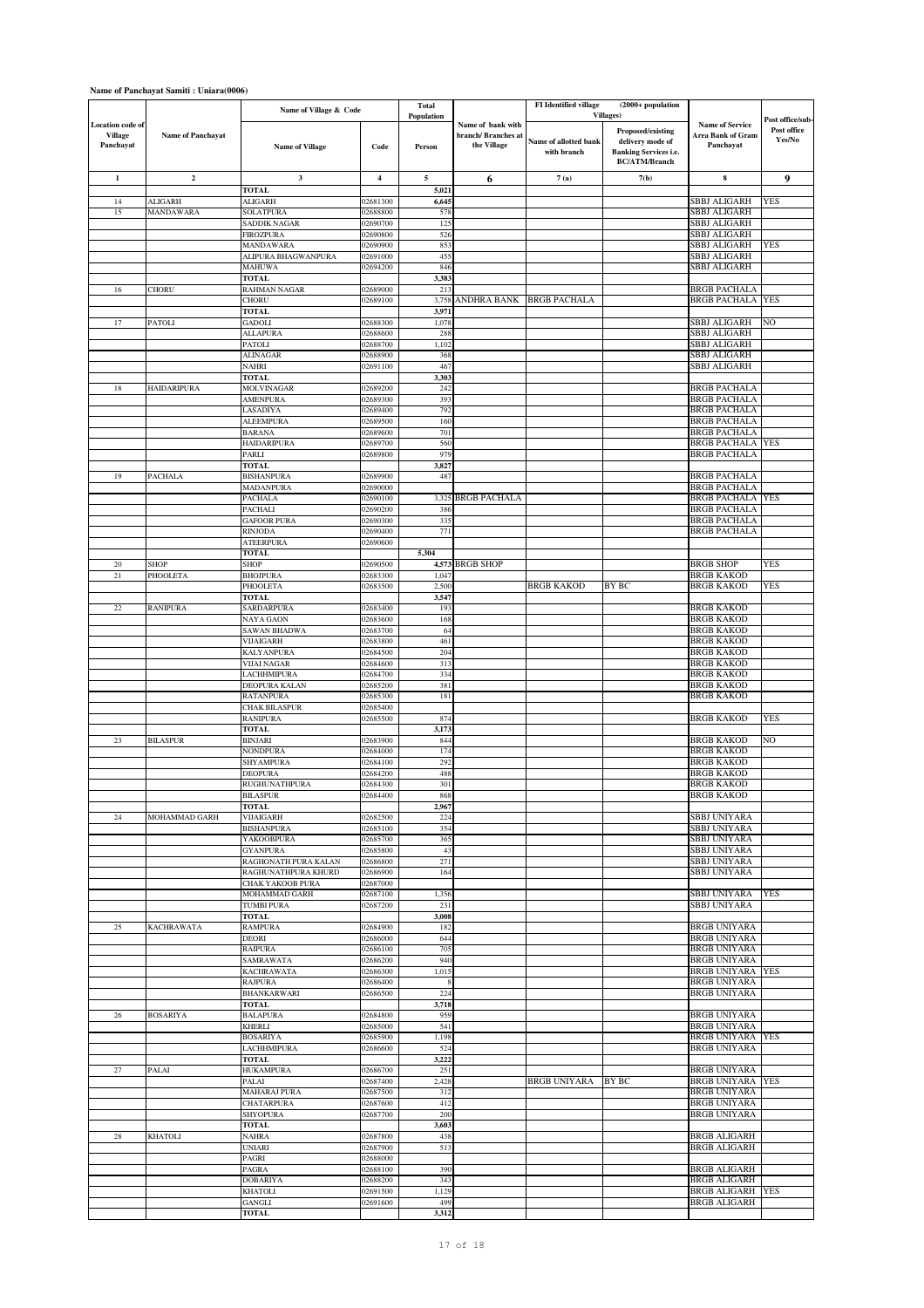**Name of Panchayat Samiti : Uniara(0006)**

| Location code of Village Panchayat | Name of Panchayat | Name of Village & Code | | Total Population | Name of bank with branch/ Branches at the Village | FI Identified village (2000+ population Villages) | | Name of Service Area Bank of Gram Panchayat | Post office/sub-Post office Yes/No |
|---|---|---|---|---|---|---|---|---|---|
| | | Name of Village | Code | Person | | Name of allotted bank with branch | Proposed/existing delivery mode of Banking Services i.e. BC/ATM/Branch | | |
| 1 | 2 | 3 | 4 | 5 | 6 | 7 (a) | 7(b) | 8 | 9 |
| | | TOTAL | | 5,021 | | | | | |
| 14 | ALIGARH | ALIGARH | 02681300 | 6,645 | | | | SBBJ ALIGARH | YES |
| 15 | MANDAWARA | SOLATPURA | 02688800 | 578 | | | | SBBJ ALIGARH | |
| | | SADDIK NAGAR | 02690700 | 125 | | | | SBBJ ALIGARH | |
| | | FIROZPURA | 02690800 | 526 | | | | SBBJ ALIGARH | |
| | | MANDAWARA | 02690900 | 853 | | | | SBBJ ALIGARH | YES |
| | | ALIPURA BHAGWANPURA | 02691000 | 455 | | | | SBBJ ALIGARH | |
| | | MAHUWA | 02694200 | 846 | | | | SBBJ ALIGARH | |
| | | TOTAL | | 3,383 | | | | | |
| 16 | CHORU | RAHMAN NAGAR | 02689000 | 213 | | | | BRGB PACHALA | |
| | | CHORU | 02689100 | 3,758 | ANDHRA BANK | BRGB PACHALA | | BRGB PACHALA | YES |
| | | TOTAL | | 3,971 | | | | | |
| 17 | PATOLI | GADOLI | 02688300 | 1,078 | | | | SBBJ ALIGARH | NO |
| | | ALLAPURA | 02688600 | 288 | | | | SBBJ ALIGARH | |
| | | PATOLI | 02688700 | 1,102 | | | | SBBJ ALIGARH | |
| | | ALINAGAR | 02688900 | 368 | | | | SBBJ ALIGARH | |
| | | NAHRI | 02691100 | 467 | | | | SBBJ ALIGARH | |
| | | TOTAL | | 3,303 | | | | | |
| 18 | HAIDARIPURA | MOLVINAGAR | 02689200 | 242 | | | | BRGB PACHALA | |
| | | AMENPURA | 02689300 | 393 | | | | BRGB PACHALA | |
| | | LASADIYA | 02689400 | 792 | | | | BRGB PACHALA | |
| | | ALEEMPURA | 02689500 | 160 | | | | BRGB PACHALA | |
| | | BARANA | 02689600 | 701 | | | | BRGB PACHALA | |
| | | HAIDARIPURA | 02689700 | 560 | | | | BRGB PACHALA | YES |
| | | PARLI | 02689800 | 979 | | | | BRGB PACHALA | |
| | | TOTAL | | 3,827 | | | | | |
| 19 | PACHALA | BISHANPURA | 02689900 | 487 | | | | BRGB PACHALA | |
| | | MADANPURA | 02690000 | | | | | BRGB PACHALA | |
| | | PACHALA | 02690100 | 3,325 | BRGB PACHALA | | | BRGB PACHALA | YES |
| | | PACHALI | 02690200 | 386 | | | | BRGB PACHALA | |
| | | GAFOOR PURA | 02690300 | 335 | | | | BRGB PACHALA | |
| | | RINJODA | 02690400 | 771 | | | | BRGB PACHALA | |
| | | ATEERPURA | 02690600 | | | | | | |
| | | TOTAL | | 5,304 | | | | | |
| 20 | SHOP | SHOP | 02690500 | 4,573 | BRGB SHOP | | | BRGB SHOP | YES |
| 21 | PHOOLETA | BHOJPURA | 02683300 | 1,047 | | | | BRGB KAKOD | |
| | | PHOOLETA | 02683500 | 2,500 | | BRGB KAKOD | BY BC | BRGB KAKOD | YES |
| | | TOTAL | | 3,547 | | | | | |
| 22 | RANIPURA | SARDARPURA | 02683400 | 193 | | | | BRGB KAKOD | |
| | | NAYA GAON | 02683600 | 168 | | | | BRGB KAKOD | |
| | | SAWAN BHADWA | 02683700 | 64 | | | | BRGB KAKOD | |
| | | VIJAIGARH | 02683800 | 461 | | | | BRGB KAKOD | |
| | | KALYANPURA | 02684500 | 204 | | | | BRGB KAKOD | |
| | | VIJAI NAGAR | 02684600 | 313 | | | | BRGB KAKOD | |
| | | LACHHMIPURA | 02684700 | 334 | | | | BRGB KAKOD | |
| | | DEOPURA KALAN | 02685200 | 381 | | | | BRGB KAKOD | |
| | | RATANPURA | 02685300 | 181 | | | | BRGB KAKOD | |
| | | CHAK BILASPUR | 02685400 | | | | | | |
| | | RANIPURA | 02685500 | 874 | | | | BRGB KAKOD | YES |
| | | TOTAL | | 3,173 | | | | | |
| 23 | BILASPUR | BINJARI | 02683900 | 844 | | | | BRGB KAKOD | NO |
| | | NONDPURA | 02684000 | 174 | | | | BRGB KAKOD | |
| | | SHYAMPURA | 02684100 | 292 | | | | BRGB KAKOD | |
| | | DEOPURA | 02684200 | 488 | | | | BRGB KAKOD | |
| | | RUGHUNATHPURA | 02684300 | 301 | | | | BRGB KAKOD | |
| | | BILASPUR | 02684400 | 868 | | | | BRGB KAKOD | |
| | | TOTAL | | 2,967 | | | | | |
| 24 | MOHAMMAD GARH | VIJAIGARH | 02682500 | 224 | | | | SBBJ UNIYARA | |
| | | BISHANPURA | 02685100 | 354 | | | | SBBJ UNIYARA | |
| | | YAKOOBPURA | 02685700 | 365 | | | | SBBJ UNIYARA | |
| | | GYANPURA | 02685800 | 43 | | | | SBBJ UNIYARA | |
| | | RAGHONATH PURA KALAN | 02686800 | 271 | | | | SBBJ UNIYARA | |
| | | RAGHUNATHPURA KHURD | 02686900 | 164 | | | | SBBJ UNIYARA | |
| | | CHAK YAKOOB PURA | 02687000 | | | | | | |
| | | MOHAMMAD GARH | 02687100 | 1,356 | | | | SBBJ UNIYARA | YES |
| | | TUMBI PURA | 02687200 | 231 | | | | SBBJ UNIYARA | |
| | | TOTAL | | 3,008 | | | | | |
| 25 | KACHRAWATA | RAMPURA | 02684900 | 182 | | | | BRGB UNIYARA | |
| | | DEORI | 02686000 | 644 | | | | BRGB UNIYARA | |
| | | RAIPURA | 02686100 | 705 | | | | BRGB UNIYARA | |
| | | SAMRAWATA | 02686200 | 940 | | | | BRGB UNIYARA | |
| | | KACHRAWATA | 02686300 | 1,015 | | | | BRGB UNIYARA | YES |
| | | RAJPURA | 02686400 | 8 | | | | BRGB UNIYARA | |
| | | BHANKARWARI | 02686500 | 224 | | | | BRGB UNIYARA | |
| | | TOTAL | | 3,718 | | | | | |
| 26 | BOSARIYA | BALAPURA | 02684800 | 959 | | | | BRGB UNIYARA | |
| | | KHERLI | 02685000 | 541 | | | | BRGB UNIYARA | |
| | | BOSARIYA | 02685900 | 1,198 | | | | BRGB UNIYARA | YES |
| | | LACHHMIPURA | 02686600 | 524 | | | | BRGB UNIYARA | |
| | | TOTAL | | 3,222 | | | | | |
| 27 | PALAI | HUKAMPURA | 02686700 | 251 | | | | BRGB UNIYARA | |
| | | PALAI | 02687400 | 2,428 | | BRGB UNIYARA | BY BC | BRGB UNIYARA | YES |
| | | MAHARAJ PURA | 02687500 | 312 | | | | BRGB UNIYARA | |
| | | CHATARPURA | 02687600 | 412 | | | | BRGB UNIYARA | |
| | | SHYOPURA | 02687700 | 200 | | | | BRGB UNIYARA | |
| | | TOTAL | | 3,603 | | | | | |
| 28 | KHATOLI | NAHRA | 02687800 | 438 | | | | BRGB ALIGARH | |
| | | UNIARI | 02687900 | 513 | | | | BRGB ALIGARH | |
| | | PAGRI | 02688000 | | | | | | |
| | | PAGRA | 02688100 | 390 | | | | BRGB ALIGARH | |
| | | DOBARIYA | 02688200 | 343 | | | | BRGB ALIGARH | |
| | | KHATOLI | 02691500 | 1,129 | | | | BRGB ALIGARH | YES |
| | | GANGLI | 02691600 | 499 | | | | BRGB ALIGARH | |
| | | TOTAL | | 3,312 | | | | | |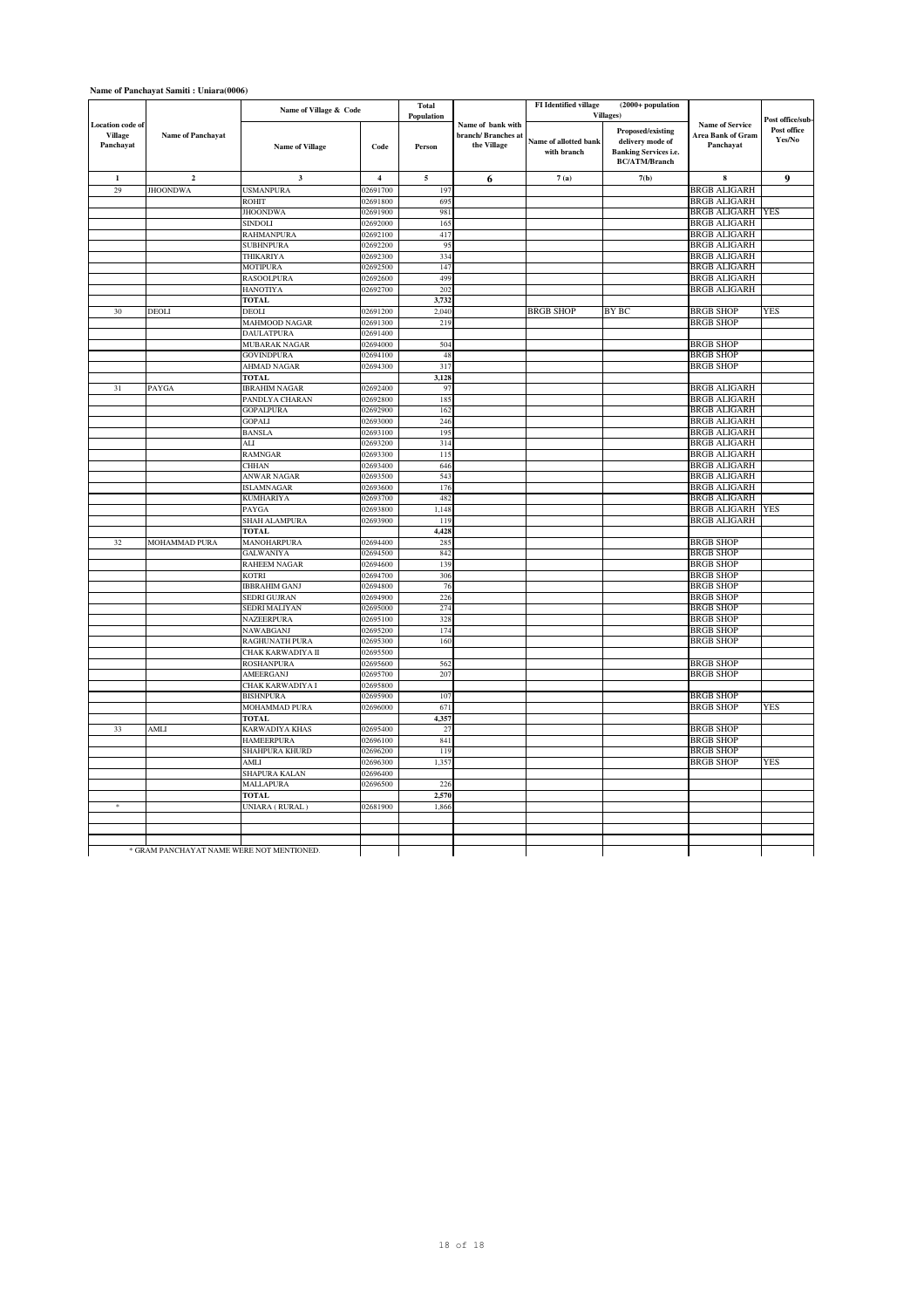**Name of Panchayat Samiti : Uniara(0006)**

| Location code of Village Panchayat | Name of Panchayat | Name of Village & Code | | Total Population | Name of bank with branch/ Branches at the Village | FI Identified village (2000+ population Villages) | | Name of Service Area Bank of Gram Panchayat | Post office/sub-Post office Yes/No |
|---|---|---|---|---|---|---|---|---|---|
| | | Name of Village | Code | Person | | Name of allotted bank with branch | Proposed/existing delivery mode of Banking Services i.e. BC/ATM/Branch | | |
| 1 | 2 | 3 | 4 | 5 | 6 | 7 (a) | 7(b) | 8 | 9 |
| 29 | JHOONDWA | USMANPURA | 02691700 | 197 | | | | BRGB ALIGARH | |
| | | ROHIT | 02691800 | 695 | | | | BRGB ALIGARH | |
| | | JHOONDWA | 02691900 | 981 | | | | BRGB ALIGARH | YES |
| | | SINDOLI | 02692000 | 165 | | | | BRGB ALIGARH | |
| | | RAHMANPURA | 02692100 | 417 | | | | BRGB ALIGARH | |
| | | SUBHNPURA | 02692200 | 95 | | | | BRGB ALIGARH | |
| | | THIKARIYA | 02692300 | 334 | | | | BRGB ALIGARH | |
| | | MOTIPURA | 02692500 | 147 | | | | BRGB ALIGARH | |
| | | RASOOLPURA | 02692600 | 499 | | | | BRGB ALIGARH | |
| | | HANOTIYA | 02692700 | 202 | | | | BRGB ALIGARH | |
| | | TOTAL | | 3,732 | | | | | |
| 30 | DEOLI | DEOLI | 02691200 | 2,040 | | BRGB SHOP | BY BC | BRGB SHOP | YES |
| | | MAHMOOD NAGAR | 02691300 | 219 | | | | BRGB SHOP | |
| | | DAULATPURA | 02691400 | | | | | | |
| | | MUBARAK NAGAR | 02694000 | 504 | | | | BRGB SHOP | |
| | | GOVINDPURA | 02694100 | 48 | | | | BRGB SHOP | |
| | | AHMAD NAGAR | 02694300 | 317 | | | | BRGB SHOP | |
| | | TOTAL | | 3,128 | | | | | |
| 31 | PAYGA | IBRAHIM NAGAR | 02692400 | 97 | | | | BRGB ALIGARH | |
| | | PANDLYA CHARAN | 02692800 | 185 | | | | BRGB ALIGARH | |
| | | GOPALPURA | 02692900 | 162 | | | | BRGB ALIGARH | |
| | | GOPALI | 02693000 | 246 | | | | BRGB ALIGARH | |
| | | BANSLA | 02693100 | 195 | | | | BRGB ALIGARH | |
| | | ALI | 02693200 | 314 | | | | BRGB ALIGARH | |
| | | RAMNGAR | 02693300 | 115 | | | | BRGB ALIGARH | |
| | | CHHAN | 02693400 | 646 | | | | BRGB ALIGARH | |
| | | ANWAR NAGAR | 02693500 | 543 | | | | BRGB ALIGARH | |
| | | ISLAMNAGAR | 02693600 | 176 | | | | BRGB ALIGARH | |
| | | KUMHARIYA | 02693700 | 482 | | | | BRGB ALIGARH | |
| | | PAYGA | 02693800 | 1,148 | | | | BRGB ALIGARH | YES |
| | | SHAH ALAMPURA | 02693900 | 119 | | | | BRGB ALIGARH | |
| | | TOTAL | | 4,428 | | | | | |
| 32 | MOHAMMAD PURA | MANOHARPURA | 02694400 | 285 | | | | BRGB SHOP | |
| | | GALWANIYA | 02694500 | 842 | | | | BRGB SHOP | |
| | | RAHEEM NAGAR | 02694600 | 139 | | | | BRGB SHOP | |
| | | KOTRI | 02694700 | 306 | | | | BRGB SHOP | |
| | | IBBRAHIM GANJ | 02694800 | 76 | | | | BRGB SHOP | |
| | | SEDRI GUJRAN | 02694900 | 226 | | | | BRGB SHOP | |
| | | SEDRI MALIYAN | 02695000 | 274 | | | | BRGB SHOP | |
| | | NAZEERPURA | 02695100 | 328 | | | | BRGB SHOP | |
| | | NAWABGANJ | 02695200 | 174 | | | | BRGB SHOP | |
| | | RAGHUNATH PURA | 02695300 | 160 | | | | BRGB SHOP | |
| | | CHAK KARWADIYA II | 02695500 | | | | | | |
| | | ROSHANPURA | 02695600 | 562 | | | | BRGB SHOP | |
| | | AMEERGANJ | 02695700 | 207 | | | | BRGB SHOP | |
| | | CHAK KARWADIYA I | 02695800 | | | | | | |
| | | BISHNPURA | 02695900 | 107 | | | | BRGB SHOP | |
| | | MOHAMMAD PURA | 02696000 | 671 | | | | BRGB SHOP | YES |
| | | TOTAL | | 4,357 | | | | | |
| 33 | AMLI | KARWADIYA KHAS | 02695400 | 27 | | | | BRGB SHOP | |
| | | HAMEERPURA | 02696100 | 841 | | | | BRGB SHOP | |
| | | SHAHPURA KHURD | 02696200 | 119 | | | | BRGB SHOP | |
| | | AMLI | 02696300 | 1,357 | | | | BRGB SHOP | YES |
| | | SHAPURA KALAN | 02696400 | | | | | | |
| | | MALLAPURA | 02696500 | 226 | | | | | |
| | | TOTAL | | 2,570 | | | | | |
| * | | UNIARA ( RURAL ) | 02681900 | 1,866 | | | | | |

\* GRAM PANCHAYAT NAME WERE NOT MENTIONED.